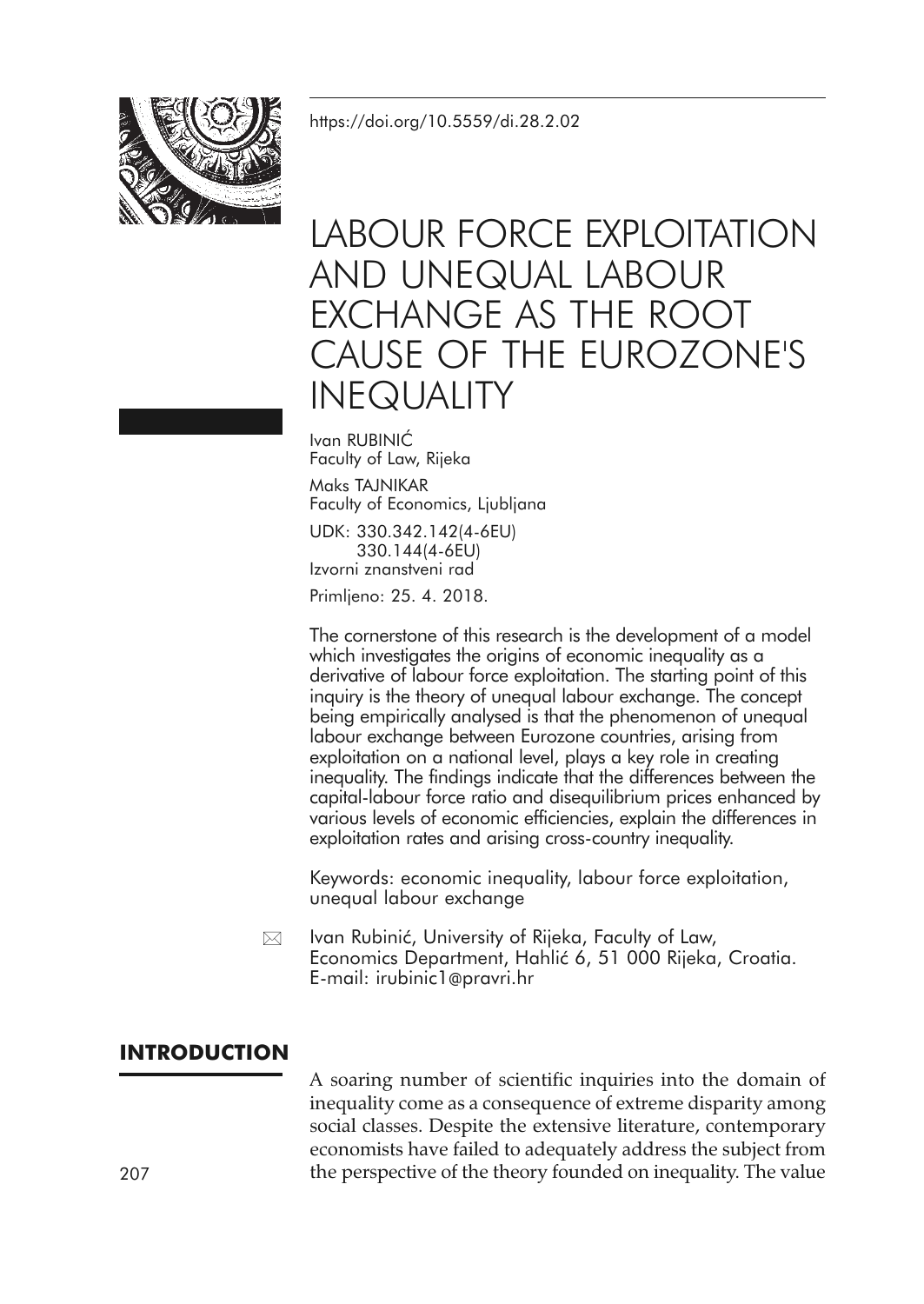https://doi.org/10.5559/di.28.2.02

# LABOUR FORCE EXPLOITATION AND UNEQUAL LABOUR EXCHANGE AS THE ROOT CAUSE OF THE EUROZONE'S INEQUALITY

Ivan RUBINIĆ
Faculty of Law, Rijeka

Maks TAJNIKAR
Faculty of Economics, Ljubljana

UDK: 330.342.142(4-6EU)
330.144(4-6EU)
Izvorni znanstveni rad

Primljeno: 25. 4. 2018.

The cornerstone of this research is the development of a model which investigates the origins of economic inequality as a derivative of labour force exploitation. The starting point of this inquiry is the theory of unequal labour exchange. The concept being empirically analysed is that the phenomenon of unequal labour exchange between Eurozone countries, arising from exploitation on a national level, plays a key role in creating inequality. The findings indicate that the differences between the capital-labour force ratio and disequilibrium prices enhanced by various levels of economic efficiencies, explain the differences in exploitation rates and arising cross-country inequality.

Keywords: economic inequality, labour force exploitation, unequal labour exchange

Ivan Rubinić, University of Rijeka, Faculty of Law, Economics Department, Hahlić 6, 51 000 Rijeka, Croatia. E-mail: irubinic1@pravri.hr

## INTRODUCTION

A soaring number of scientific inquiries into the domain of inequality come as a consequence of extreme disparity among social classes. Despite the extensive literature, contemporary economists have failed to adequately address the subject from the perspective of the theory founded on inequality. The value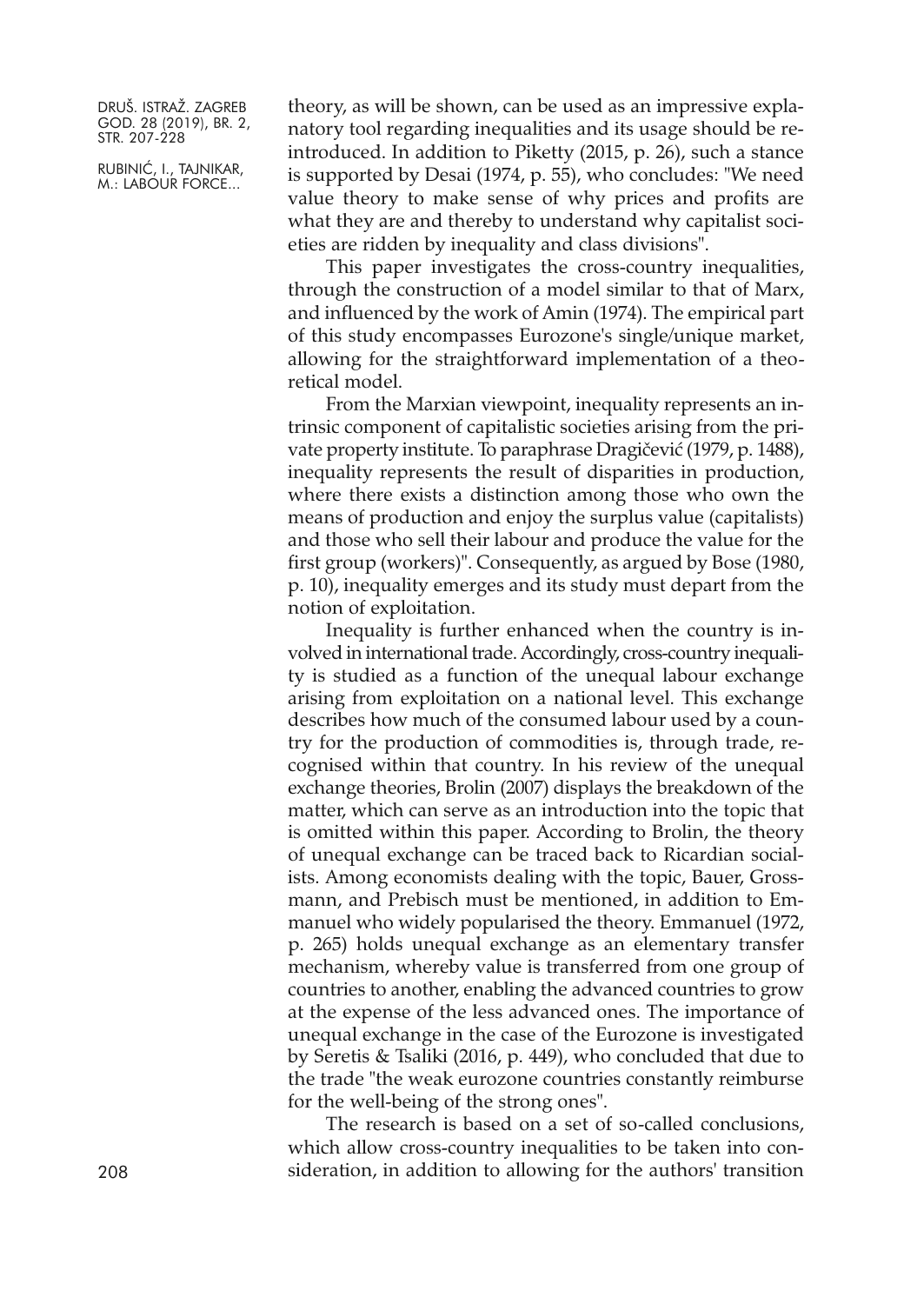theory, as will be shown, can be used as an impressive explanatory tool regarding inequalities and its usage should be reintroduced. In addition to Piketty (2015, p. 26), such a stance is supported by Desai (1974, p. 55), who concludes: "We need value theory to make sense of why prices and profits are what they are and thereby to understand why capitalist societies are ridden by inequality and class divisions".

This paper investigates the cross-country inequalities, through the construction of a model similar to that of Marx, and influenced by the work of Amin (1974). The empirical part of this study encompasses Eurozone's single/unique market, allowing for the straightforward implementation of a theoretical model.

From the Marxian viewpoint, inequality represents an intrinsic component of capitalistic societies arising from the private property institute. To paraphrase Dragičević (1979, p. 1488), inequality represents the result of disparities in production, where there exists a distinction among those who own the means of production and enjoy the surplus value (capitalists) and those who sell their labour and produce the value for the first group (workers)". Consequently, as argued by Bose (1980, p. 10), inequality emerges and its study must depart from the notion of exploitation.

Inequality is further enhanced when the country is involved in international trade. Accordingly, cross-country inequality is studied as a function of the unequal labour exchange arising from exploitation on a national level. This exchange describes how much of the consumed labour used by a country for the production of commodities is, through trade, recognised within that country. In his review of the unequal exchange theories, Brolin (2007) displays the breakdown of the matter, which can serve as an introduction into the topic that is omitted within this paper. According to Brolin, the theory of unequal exchange can be traced back to Ricardian socialists. Among economists dealing with the topic, Bauer, Grossmann, and Prebisch must be mentioned, in addition to Emmanuel who widely popularised the theory. Emmanuel (1972, p. 265) holds unequal exchange as an elementary transfer mechanism, whereby value is transferred from one group of countries to another, enabling the advanced countries to grow at the expense of the less advanced ones. The importance of unequal exchange in the case of the Eurozone is investigated by Seretis & Tsaliki (2016, p. 449), who concluded that due to the trade "the weak eurozone countries constantly reimburse for the well-being of the strong ones".

The research is based on a set of so-called conclusions, which allow cross-country inequalities to be taken into consideration, in addition to allowing for the authors' transition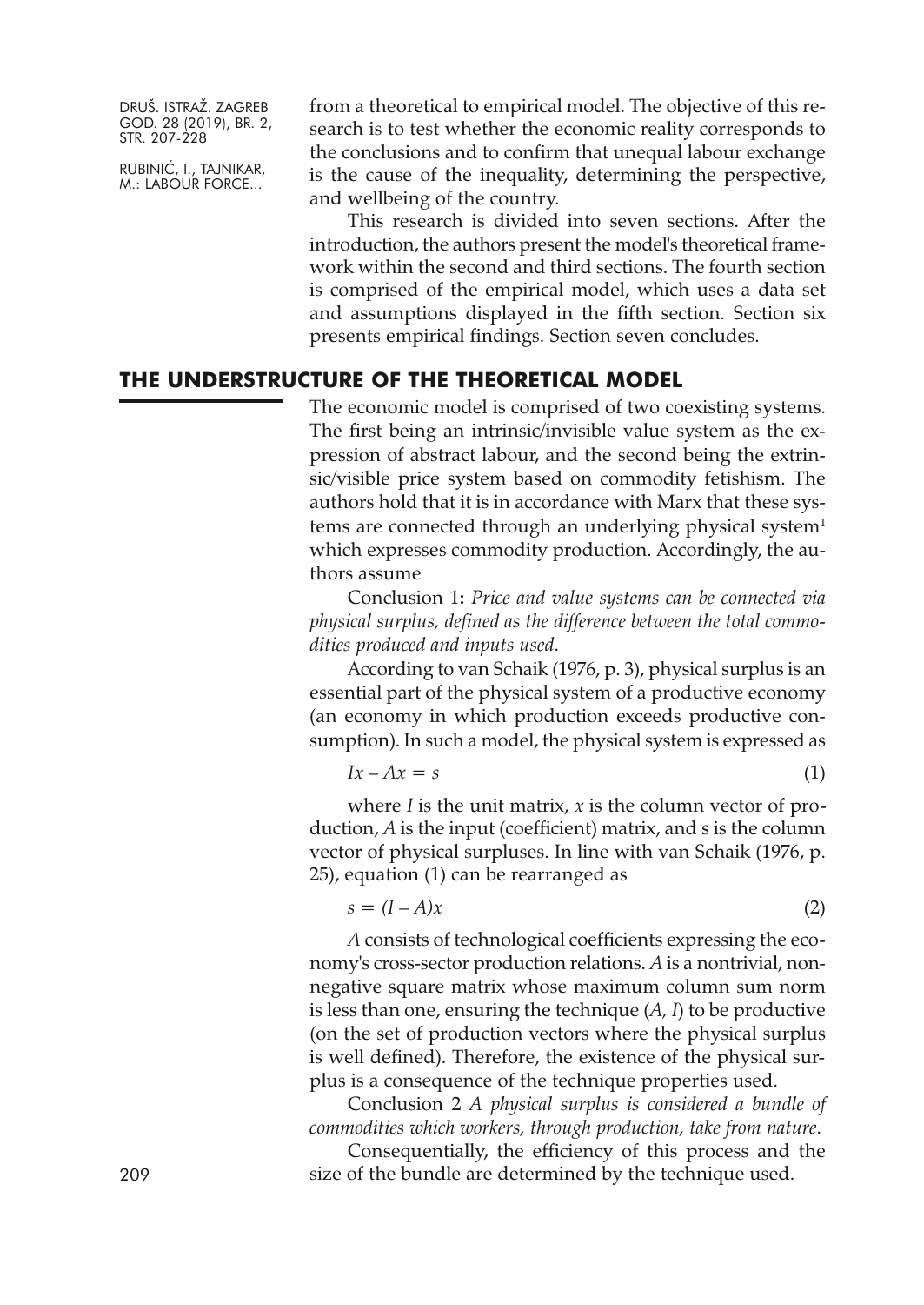from a theoretical to empirical model. The objective of this research is to test whether the economic reality corresponds to the conclusions and to confirm that unequal labour exchange is the cause of the inequality, determining the perspective, and wellbeing of the country.

This research is divided into seven sections. After the introduction, the authors present the model's theoretical framework within the second and third sections. The fourth section is comprised of the empirical model, which uses a data set and assumptions displayed in the fifth section. Section six presents empirical findings. Section seven concludes.

## THE UNDERSTRUCTURE OF THE THEORETICAL MODEL

The economic model is comprised of two coexisting systems. The first being an intrinsic/invisible value system as the expression of abstract labour, and the second being the extrinsic/visible price system based on commodity fetishism. The authors hold that it is in accordance with Marx that these systems are connected through an underlying physical system[1] which expresses commodity production. Accordingly, the authors assume

Conclusion 1**:** *Price and value systems can be connected via physical surplus, defined as the difference between the total commodities produced and inputs used*.

According to van Schaik (1976, p. 3), physical surplus is an essential part of the physical system of a productive economy (an economy in which production exceeds productive consumption). In such a model, the physical system is expressed as

$$Ix - Ax = s \tag{1}$$

where $I$ is the unit matrix, $x$ is the column vector of production, $A$ is the input (coefficient) matrix, and s is the column vector of physical surpluses. In line with van Schaik (1976, p. 25), equation (1) can be rearranged as

$$s = (I - A)x \tag{2}$$

$A$ consists of technological coefficients expressing the economy's cross-sector production relations. $A$ is a nontrivial, nonnegative square matrix whose maximum column sum norm is less than one, ensuring the technique ($A$, $I$) to be productive (on the set of production vectors where the physical surplus is well defined). Therefore, the existence of the physical surplus is a consequence of the technique properties used.

Conclusion 2 *A physical surplus is considered a bundle of commodities which workers, through production, take from nature*.

Consequentially, the efficiency of this process and the size of the bundle are determined by the technique used.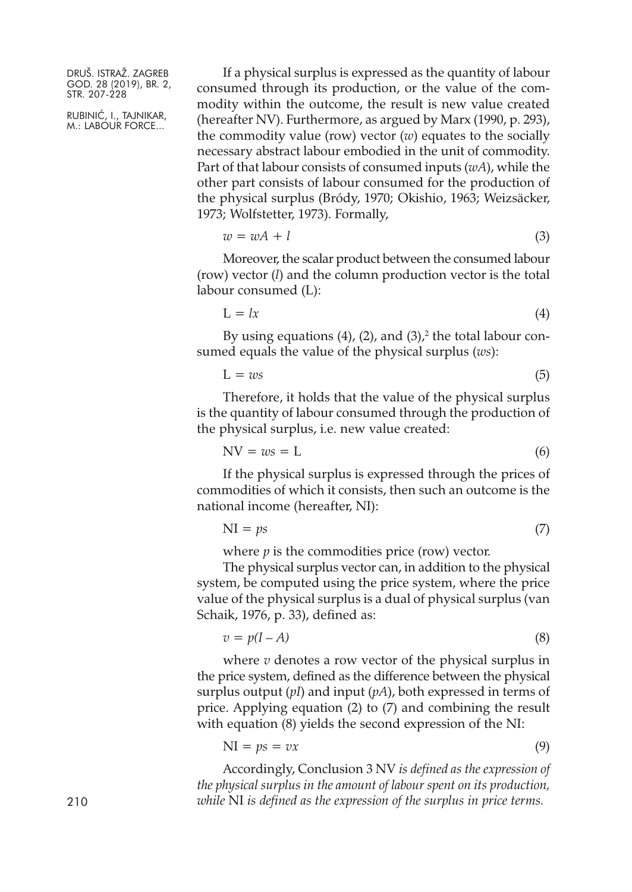If a physical surplus is expressed as the quantity of labour consumed through its production, or the value of the commodity within the outcome, the result is new value created (hereafter NV). Furthermore, as argued by Marx (1990, p. 293), the commodity value (row) vector ($w$) equates to the socially necessary abstract labour embodied in the unit of commodity. Part of that labour consists of consumed inputs ($wA$), while the other part consists of labour consumed for the production of the physical surplus (Bródy, 1970; Okishio, 1963; Weizsäcker, 1973; Wolfstetter, 1973). Formally,

$$w = wA + l \tag{3}$$

Moreover, the scalar product between the consumed labour (row) vector ($l$) and the column production vector is the total labour consumed (L):

$$\mathrm{L} = lx \tag{4}$$

By using equations (4), (2), and (3),[2] the total labour consumed equals the value of the physical surplus ($ws$):

$$\mathrm{L} = ws \tag{5}$$

Therefore, it holds that the value of the physical surplus is the quantity of labour consumed through the production of the physical surplus, i.e. new value created:

$$\mathrm{NV} = ws = \mathrm{L} \tag{6}$$

If the physical surplus is expressed through the prices of commodities of which it consists, then such an outcome is the national income (hereafter, NI):

$$\mathrm{NI} = ps \tag{7}$$

where $p$ is the commodities price (row) vector.

The physical surplus vector can, in addition to the physical system, be computed using the price system, where the price value of the physical surplus is a dual of physical surplus (van Schaik, 1976, p. 33), defined as:

$$v = p(I - A) \tag{8}$$

where $v$ denotes a row vector of the physical surplus in the price system, defined as the difference between the physical surplus output ($pI$) and input ($pA$), both expressed in terms of price. Applying equation (2) to (7) and combining the result with equation (8) yields the second expression of the NI:

$$\mathrm{NI} = ps = vx \tag{9}$$

Accordingly, Conclusion 3 NV *is defined as the expression of the physical surplus in the amount of labour spent on its production, while* NI *is defined as the expression of the surplus in price terms.*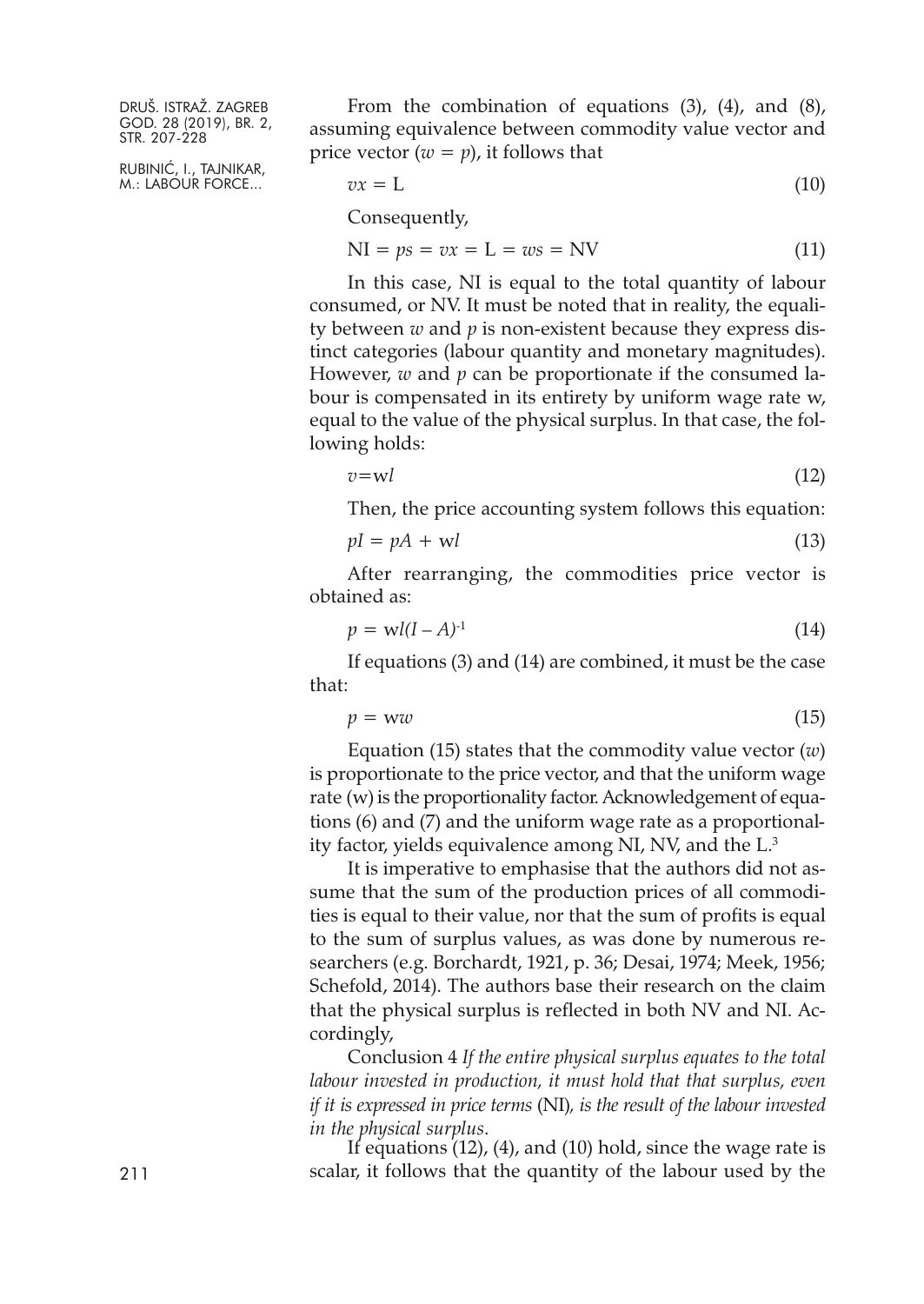From the combination of equations (3), (4), and (8), assuming equivalence between commodity value vector and price vector ($w = p$), it follows that

$$vx = \mathrm{L} \tag{10}$$

Consequently,

$$\mathrm{NI} = ps = vx = \mathrm{L} = ws = \mathrm{NV} \tag{11}$$

In this case, NI is equal to the total quantity of labour consumed, or NV. It must be noted that in reality, the equality between $w$ and $p$ is non-existent because they express distinct categories (labour quantity and monetary magnitudes). However, $w$ and $p$ can be proportionate if the consumed labour is compensated in its entirety by uniform wage rate w, equal to the value of the physical surplus. In that case, the following holds:

$$v = \mathrm{w}l \tag{12}$$

Then, the price accounting system follows this equation:

$$pI = pA + \mathrm{w}l \tag{13}$$

After rearranging, the commodities price vector is obtained as:

$$p = \mathrm{w}l(I - A)^{-1} \tag{14}$$

If equations (3) and (14) are combined, it must be the case that:

$$p = \mathrm{w}w \tag{15}$$

Equation (15) states that the commodity value vector ($w$) is proportionate to the price vector, and that the uniform wage rate (w) is the proportionality factor. Acknowledgement of equations (6) and (7) and the uniform wage rate as a proportionality factor, yields equivalence among NI, NV, and the L.[3]

It is imperative to emphasise that the authors did not assume that the sum of the production prices of all commodities is equal to their value, nor that the sum of profits is equal to the sum of surplus values, as was done by numerous researchers (e.g. Borchardt, 1921, p. 36; Desai, 1974; Meek, 1956; Schefold, 2014). The authors base their research on the claim that the physical surplus is reflected in both NV and NI. Accordingly,

Conclusion 4 *If the entire physical surplus equates to the total labour invested in production, it must hold that that surplus, even if it is expressed in price terms* (NI)*, is the result of the labour invested in the physical surplus*.

If equations (12), (4), and (10) hold, since the wage rate is scalar, it follows that the quantity of the labour used by the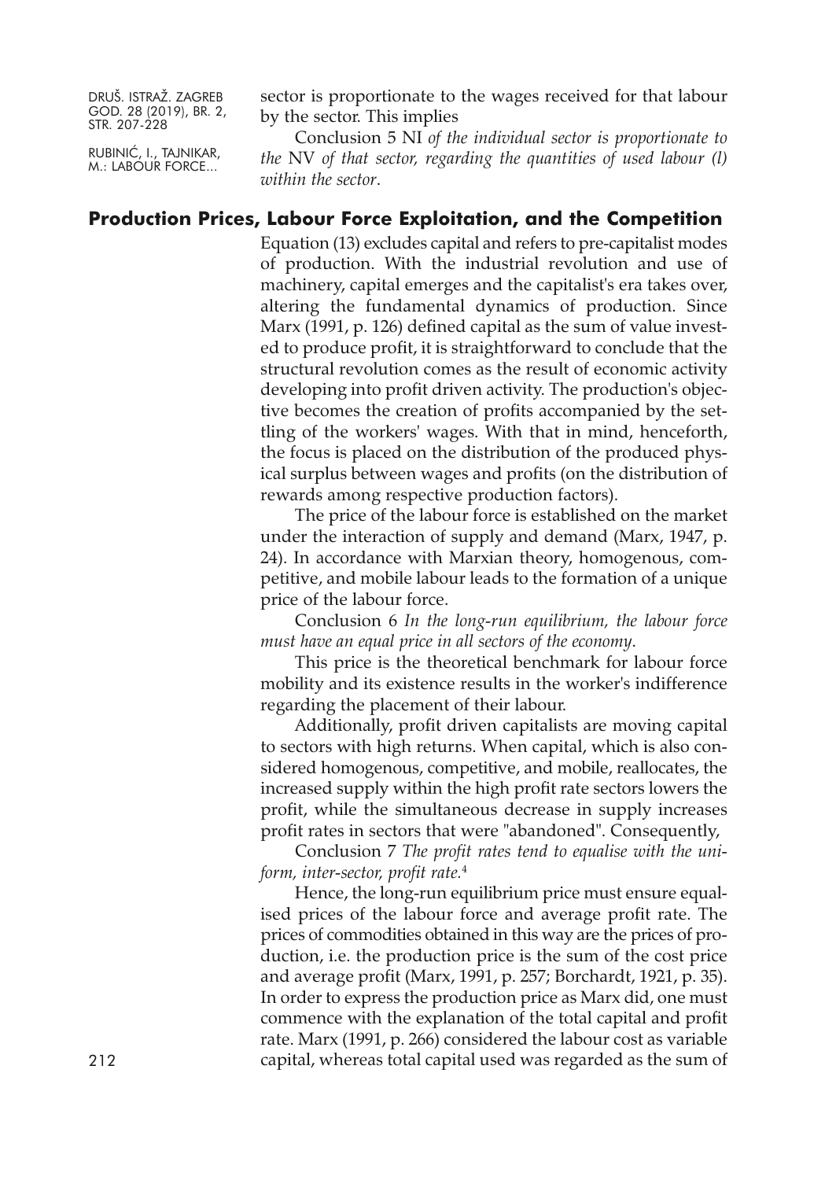sector is proportionate to the wages received for that labour by the sector. This implies

Conclusion 5 NI *of the individual sector is proportionate to the* NV *of that sector, regarding the quantities of used labour (l) within the sector*.

## Production Prices, Labour Force Exploitation, and the Competition

Equation (13) excludes capital and refers to pre-capitalist modes of production. With the industrial revolution and use of machinery, capital emerges and the capitalist's era takes over, altering the fundamental dynamics of production. Since Marx (1991, p. 126) defined capital as the sum of value invested to produce profit, it is straightforward to conclude that the structural revolution comes as the result of economic activity developing into profit driven activity. The production's objective becomes the creation of profits accompanied by the settling of the workers' wages. With that in mind, henceforth, the focus is placed on the distribution of the produced physical surplus between wages and profits (on the distribution of rewards among respective production factors).

The price of the labour force is established on the market under the interaction of supply and demand (Marx, 1947, p. 24). In accordance with Marxian theory, homogenous, competitive, and mobile labour leads to the formation of a unique price of the labour force.

Conclusion 6 *In the long-run equilibrium, the labour force must have an equal price in all sectors of the economy*.

This price is the theoretical benchmark for labour force mobility and its existence results in the worker's indifference regarding the placement of their labour.

Additionally, profit driven capitalists are moving capital to sectors with high returns. When capital, which is also considered homogenous, competitive, and mobile, reallocates, the increased supply within the high profit rate sectors lowers the profit, while the simultaneous decrease in supply increases profit rates in sectors that were "abandoned". Consequently,

Conclusion 7 *The profit rates tend to equalise with the uniform, inter-sector, profit rate.*[4]

Hence, the long-run equilibrium price must ensure equalised prices of the labour force and average profit rate. The prices of commodities obtained in this way are the prices of production, i.e. the production price is the sum of the cost price and average profit (Marx, 1991, p. 257; Borchardt, 1921, p. 35). In order to express the production price as Marx did, one must commence with the explanation of the total capital and profit rate. Marx (1991, p. 266) considered the labour cost as variable capital, whereas total capital used was regarded as the sum of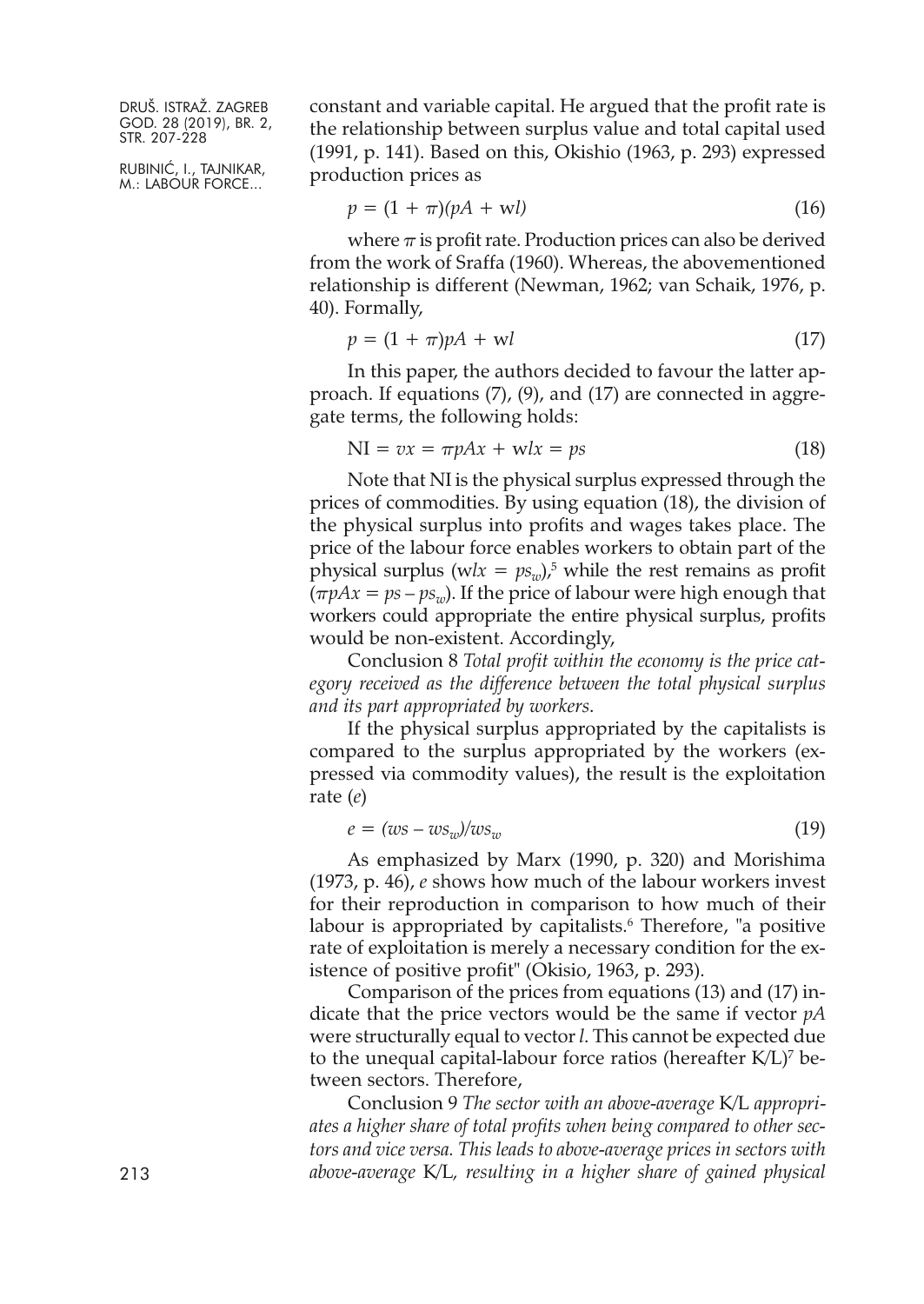constant and variable capital. He argued that the profit rate is the relationship between surplus value and total capital used (1991, p. 141). Based on this, Okishio (1963, p. 293) expressed production prices as

$$p = (1 + \pi)(pA + \mathrm{w}l) \tag{16}$$

where $\pi$ is profit rate. Production prices can also be derived from the work of Sraffa (1960). Whereas, the abovementioned relationship is different (Newman, 1962; van Schaik, 1976, p. 40). Formally,

$$p = (1 + \pi)pA + \mathrm{w}l \tag{17}$$

In this paper, the authors decided to favour the latter approach. If equations (7), (9), and (17) are connected in aggregate terms, the following holds:

$$\mathrm{NI} = vx = \pi pAx + \mathrm{w}lx = ps \tag{18}$$

Note that NI is the physical surplus expressed through the prices of commodities. By using equation (18), the division of the physical surplus into profits and wages takes place. The price of the labour force enables workers to obtain part of the physical surplus ($\mathrm{w}lx = ps_w$),[5] while the rest remains as profit ($\pi pAx = ps - ps_w$). If the price of labour were high enough that workers could appropriate the entire physical surplus, profits would be non-existent. Accordingly,

Conclusion 8 *Total profit within the economy is the price category received as the difference between the total physical surplus and its part appropriated by workers*.

If the physical surplus appropriated by the capitalists is compared to the surplus appropriated by the workers (expressed via commodity values), the result is the exploitation rate ($e$)

$$e = (ws - ws_w)/ws_w \tag{19}$$

As emphasized by Marx (1990, p. 320) and Morishima (1973, p. 46), $e$ shows how much of the labour workers invest for their reproduction in comparison to how much of their labour is appropriated by capitalists.[6] Therefore, "a positive rate of exploitation is merely a necessary condition for the existence of positive profit" (Okisio, 1963, p. 293).

Comparison of the prices from equations (13) and (17) indicate that the price vectors would be the same if vector $pA$ were structurally equal to vector $l$. This cannot be expected due to the unequal capital-labour force ratios (hereafter K/L)[7] between sectors. Therefore,

Conclusion 9 *The sector with an above-average* K/L *appropriates a higher share of total profits when being compared to other sectors and vice versa. This leads to above-average prices in sectors with above-average* K/L*, resulting in a higher share of gained physical*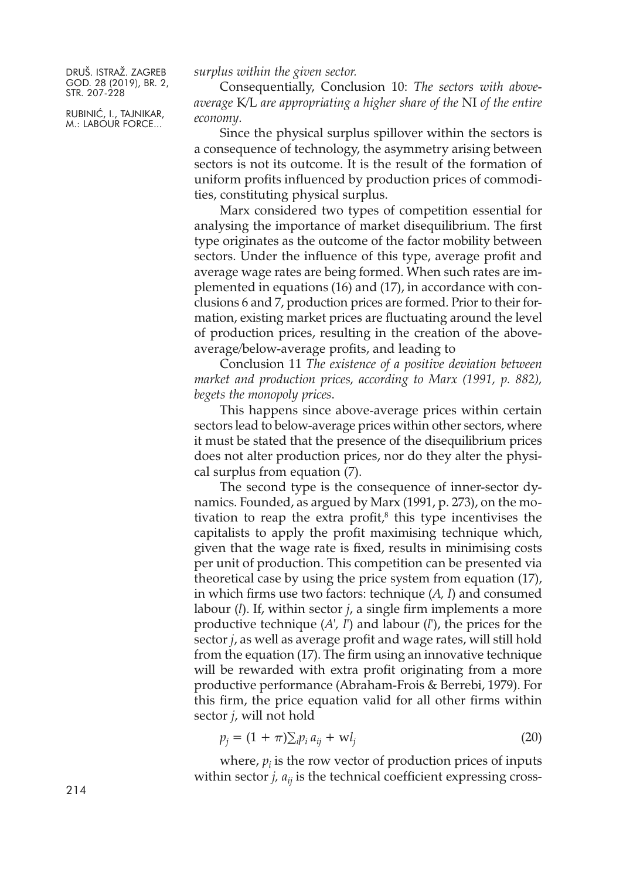*surplus within the given sector.*

Consequentially, Conclusion 10: *The sectors with above-average* K/L *are appropriating a higher share of the* NI *of the entire economy*.

Since the physical surplus spillover within the sectors is a consequence of technology, the asymmetry arising between sectors is not its outcome. It is the result of the formation of uniform profits influenced by production prices of commodities, constituting physical surplus.

Marx considered two types of competition essential for analysing the importance of market disequilibrium. The first type originates as the outcome of the factor mobility between sectors. Under the influence of this type, average profit and average wage rates are being formed. When such rates are implemented in equations (16) and (17), in accordance with conclusions 6 and 7, production prices are formed. Prior to their formation, existing market prices are fluctuating around the level of production prices, resulting in the creation of the above-average/below-average profits, and leading to

Conclusion 11 *The existence of a positive deviation between market and production prices, according to Marx (1991, p. 882), begets the monopoly prices*.

This happens since above-average prices within certain sectors lead to below-average prices within other sectors, where it must be stated that the presence of the disequilibrium prices does not alter production prices, nor do they alter the physical surplus from equation (7).

The second type is the consequence of inner-sector dynamics. Founded, as argued by Marx (1991, p. 273), on the motivation to reap the extra profit,[8] this type incentivises the capitalists to apply the profit maximising technique which, given that the wage rate is fixed, results in minimising costs per unit of production. This competition can be presented via theoretical case by using the price system from equation (17), in which firms use two factors: technique ($A$, $I$) and consumed labour ($l$). If, within sector $j$, a single firm implements a more productive technique ($A'$, $I'$) and labour ($l'$), the prices for the sector $j$, as well as average profit and wage rates, will still hold from the equation (17). The firm using an innovative technique will be rewarded with extra profit originating from a more productive performance (Abraham-Frois & Berrebi, 1979). For this firm, the price equation valid for all other firms within sector $j$, will not hold

$$p_j = (1 + \pi)\textstyle\sum_i p_i \, a_{ij} + \mathrm{w} l_j \tag{20}$$

where, $p_i$ is the row vector of production prices of inputs within sector $j$, $a_{ij}$ is the technical coefficient expressing cross-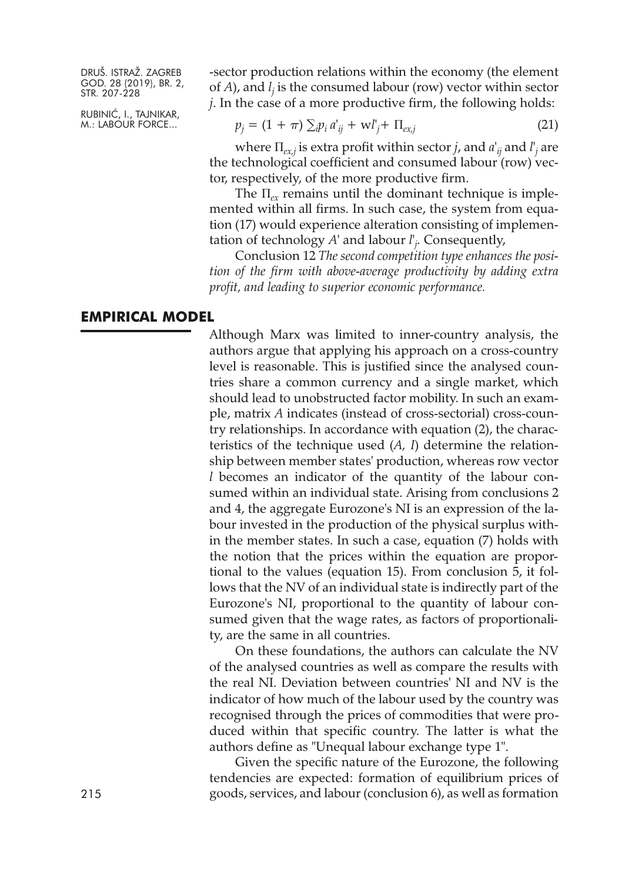-sector production relations within the economy (the element of $A$), and $l_j$ is the consumed labour (row) vector within sector $j$. In the case of a more productive firm, the following holds:

$$p_j = (1 + \pi) \sum_i p_i a'_{ij} + wl'_j + \Pi_{ex,j} \quad (21)$$

where $\Pi_{ex,j}$ is extra profit within sector $j$, and $a'_{ij}$ and $l'_j$ are the technological coefficient and consumed labour (row) vector, respectively, of the more productive firm.

The $\Pi_{ex}$ remains until the dominant technique is implemented within all firms. In such case, the system from equation (17) would experience alteration consisting of implementation of technology $A'$ and labour $l'_j$. Consequently,

Conclusion 12 *The second competition type enhances the position of the firm with above-average productivity by adding extra profit, and leading to superior economic performance.*

## EMPIRICAL MODEL

Although Marx was limited to inner-country analysis, the authors argue that applying his approach on a cross-country level is reasonable. This is justified since the analysed countries share a common currency and a single market, which should lead to unobstructed factor mobility. In such an example, matrix $A$ indicates (instead of cross-sectorial) cross-country relationships. In accordance with equation (2), the characteristics of the technique used ($A$, $l$) determine the relationship between member states' production, whereas row vector $l$ becomes an indicator of the quantity of the labour consumed within an individual state. Arising from conclusions 2 and 4, the aggregate Eurozone's NI is an expression of the labour invested in the production of the physical surplus within the member states. In such a case, equation (7) holds with the notion that the prices within the equation are proportional to the values (equation 15). From conclusion 5, it follows that the NV of an individual state is indirectly part of the Eurozone's NI, proportional to the quantity of labour consumed given that the wage rates, as factors of proportionality, are the same in all countries.

On these foundations, the authors can calculate the NV of the analysed countries as well as compare the results with the real NI. Deviation between countries' NI and NV is the indicator of how much of the labour used by the country was recognised through the prices of commodities that were produced within that specific country. The latter is what the authors define as "Unequal labour exchange type 1".

Given the specific nature of the Eurozone, the following tendencies are expected: formation of equilibrium prices of goods, services, and labour (conclusion 6), as well as formation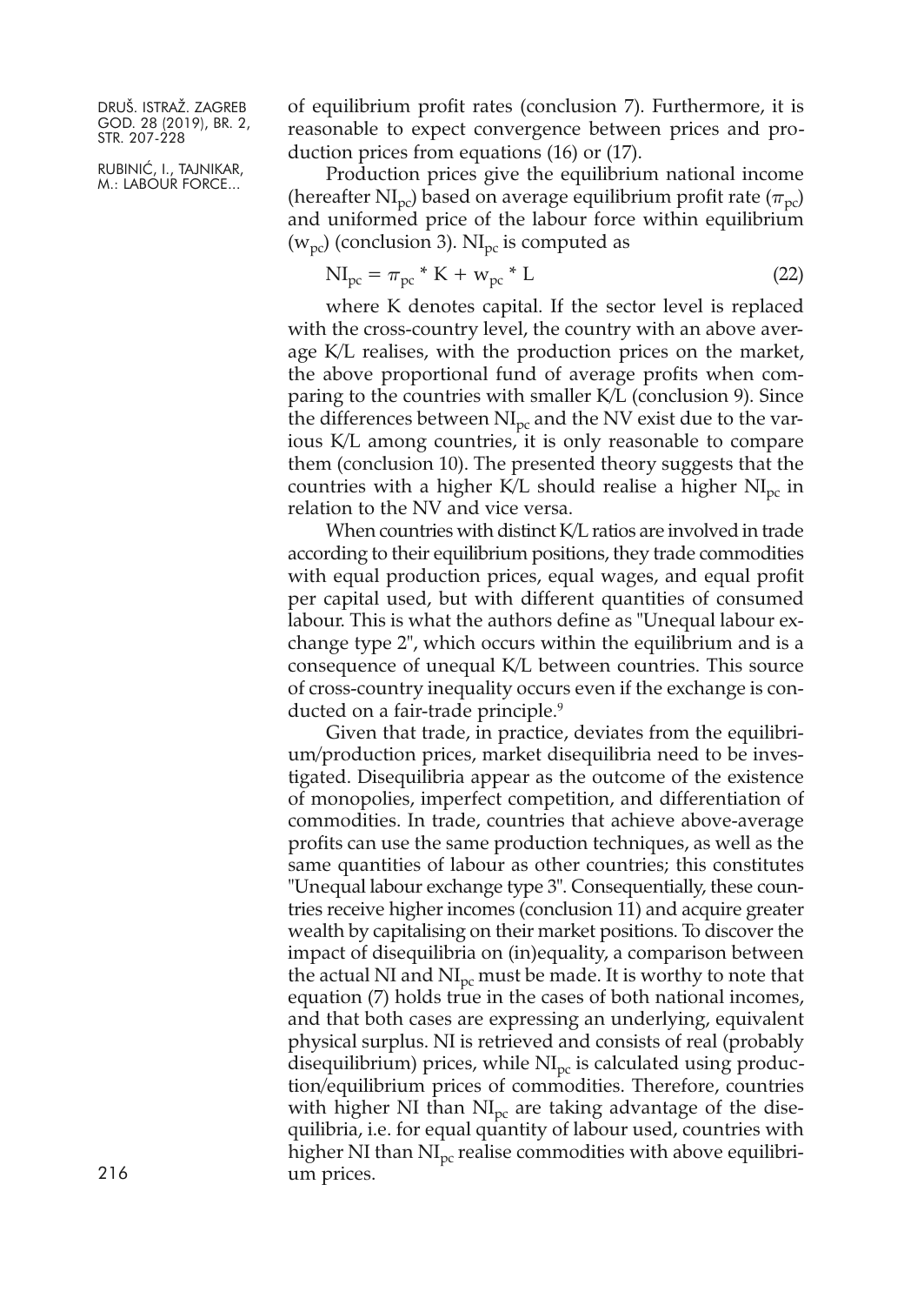of equilibrium profit rates (conclusion 7). Furthermore, it is reasonable to expect convergence between prices and production prices from equations (16) or (17).

Production prices give the equilibrium national income (hereafter $NI_{pc}$) based on average equilibrium profit rate ($\pi_{pc}$) and uniformed price of the labour force within equilibrium ($w_{pc}$) (conclusion 3). $NI_{pc}$ is computed as

$$NI_{pc} = \pi_{pc} * K + w_{pc} * L \tag{22}$$

where K denotes capital. If the sector level is replaced with the cross-country level, the country with an above average K/L realises, with the production prices on the market, the above proportional fund of average profits when comparing to the countries with smaller K/L (conclusion 9). Since the differences between $NI_{pc}$ and the NV exist due to the various K/L among countries, it is only reasonable to compare them (conclusion 10). The presented theory suggests that the countries with a higher K/L should realise a higher $NI_{pc}$ in relation to the NV and vice versa.

When countries with distinct K/L ratios are involved in trade according to their equilibrium positions, they trade commodities with equal production prices, equal wages, and equal profit per capital used, but with different quantities of consumed labour. This is what the authors define as "Unequal labour exchange type 2", which occurs within the equilibrium and is a consequence of unequal K/L between countries. This source of cross-country inequality occurs even if the exchange is conducted on a fair-trade principle.[9]

Given that trade, in practice, deviates from the equilibrium/production prices, market disequilibria need to be investigated. Disequilibria appear as the outcome of the existence of monopolies, imperfect competition, and differentiation of commodities. In trade, countries that achieve above-average profits can use the same production techniques, as well as the same quantities of labour as other countries; this constitutes "Unequal labour exchange type 3". Consequentially, these countries receive higher incomes (conclusion 11) and acquire greater wealth by capitalising on their market positions. To discover the impact of disequilibria on (in)equality, a comparison between the actual NI and $NI_{pc}$ must be made. It is worthy to note that equation (7) holds true in the cases of both national incomes, and that both cases are expressing an underlying, equivalent physical surplus. NI is retrieved and consists of real (probably disequilibrium) prices, while $NI_{pc}$ is calculated using production/equilibrium prices of commodities. Therefore, countries with higher NI than $NI_{pc}$ are taking advantage of the disequilibria, i.e. for equal quantity of labour used, countries with higher NI than $NI_{pc}$ realise commodities with above equilibrium prices.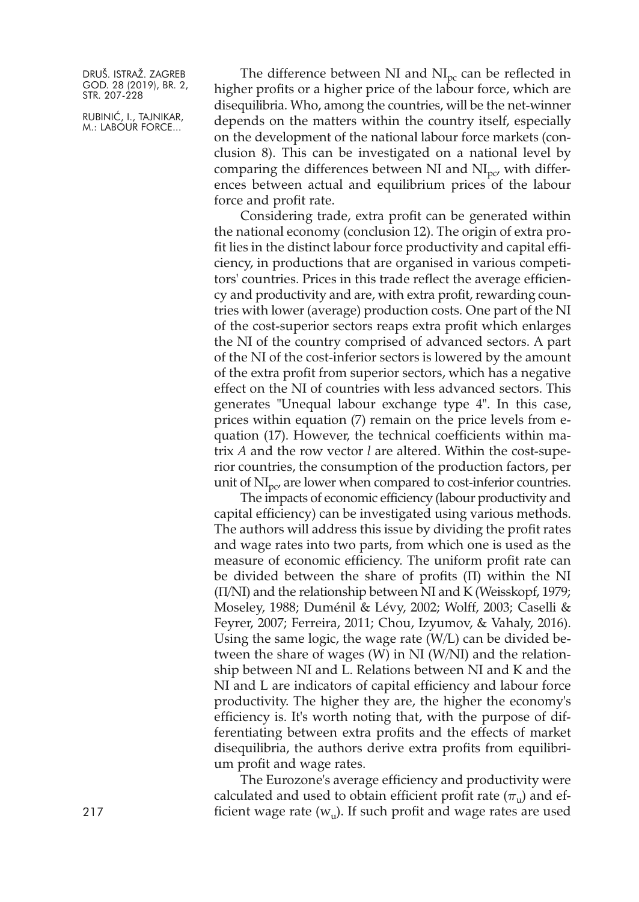The difference between NI and $NI_{pc}$ can be reflected in higher profits or a higher price of the labour force, which are disequilibria. Who, among the countries, will be the net-winner depends on the matters within the country itself, especially on the development of the national labour force markets (conclusion 8). This can be investigated on a national level by comparing the differences between NI and $NI_{pc}$, with differences between actual and equilibrium prices of the labour force and profit rate.

Considering trade, extra profit can be generated within the national economy (conclusion 12). The origin of extra profit lies in the distinct labour force productivity and capital efficiency, in productions that are organised in various competitors' countries. Prices in this trade reflect the average efficiency and productivity and are, with extra profit, rewarding countries with lower (average) production costs. One part of the NI of the cost-superior sectors reaps extra profit which enlarges the NI of the country comprised of advanced sectors. A part of the NI of the cost-inferior sectors is lowered by the amount of the extra profit from superior sectors, which has a negative effect on the NI of countries with less advanced sectors. This generates "Unequal labour exchange type 4". In this case, prices within equation (7) remain on the price levels from equation (17). However, the technical coefficients within matrix *A* and the row vector *l* are altered. Within the cost-superior countries, the consumption of the production factors, per unit of $NI_{pc}$, are lower when compared to cost-inferior countries.

The impacts of economic efficiency (labour productivity and capital efficiency) can be investigated using various methods. The authors will address this issue by dividing the profit rates and wage rates into two parts, from which one is used as the measure of economic efficiency. The uniform profit rate can be divided between the share of profits ($\Pi$) within the NI ($\Pi$/NI) and the relationship between NI and K (Weisskopf, 1979; Moseley, 1988; Duménil & Lévy, 2002; Wolff, 2003; Caselli & Feyrer, 2007; Ferreira, 2011; Chou, Izyumov, & Vahaly, 2016). Using the same logic, the wage rate (W/L) can be divided between the share of wages (W) in NI (W/NI) and the relationship between NI and L. Relations between NI and K and the NI and L are indicators of capital efficiency and labour force productivity. The higher they are, the higher the economy's efficiency is. It's worth noting that, with the purpose of differentiating between extra profits and the effects of market disequilibria, the authors derive extra profits from equilibrium profit and wage rates.

The Eurozone's average efficiency and productivity were calculated and used to obtain efficient profit rate ($\pi_u$) and efficient wage rate ($w_u$). If such profit and wage rates are used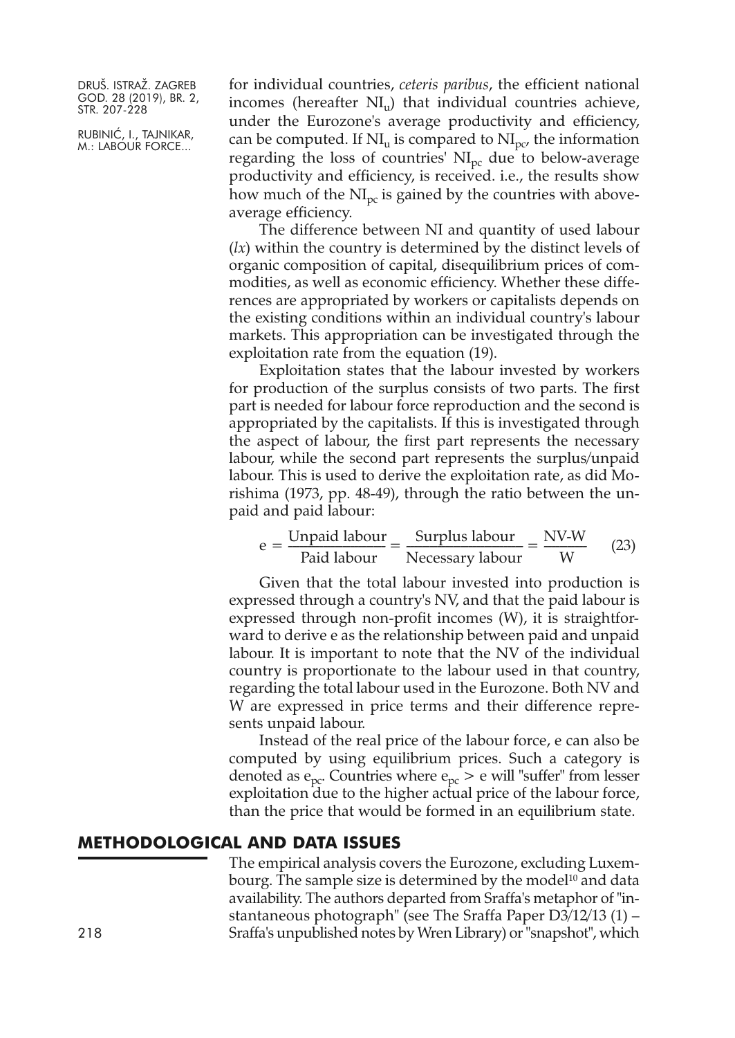for individual countries, *ceteris paribus*, the efficient national incomes (hereafter $NI_u$) that individual countries achieve, under the Eurozone's average productivity and efficiency, can be computed. If $NI_u$ is compared to $NI_{pc}$, the information regarding the loss of countries' $NI_{pc}$ due to below-average productivity and efficiency, is received. i.e., the results show how much of the $NI_{pc}$ is gained by the countries with above-average efficiency.

The difference between NI and quantity of used labour (*lx*) within the country is determined by the distinct levels of organic composition of capital, disequilibrium prices of commodities, as well as economic efficiency. Whether these differences are appropriated by workers or capitalists depends on the existing conditions within an individual country's labour markets. This appropriation can be investigated through the exploitation rate from the equation (19).

Exploitation states that the labour invested by workers for production of the surplus consists of two parts. The first part is needed for labour force reproduction and the second is appropriated by the capitalists. If this is investigated through the aspect of labour, the first part represents the necessary labour, while the second part represents the surplus/unpaid labour. This is used to derive the exploitation rate, as did Morishima (1973, pp. 48-49), through the ratio between the unpaid and paid labour:

$$e = \frac{\text{Unpaid labour}}{\text{Paid labour}} = \frac{\text{Surplus labour}}{\text{Necessary labour}} = \frac{\text{NV-W}}{\text{W}} \qquad (23)$$

Given that the total labour invested into production is expressed through a country's NV, and that the paid labour is expressed through non-profit incomes (W), it is straightforward to derive e as the relationship between paid and unpaid labour. It is important to note that the NV of the individual country is proportionate to the labour used in that country, regarding the total labour used in the Eurozone. Both NV and W are expressed in price terms and their difference represents unpaid labour.

Instead of the real price of the labour force, e can also be computed by using equilibrium prices. Such a category is denoted as $e_{pc}$. Countries where $e_{pc} > e$ will "suffer" from lesser exploitation due to the higher actual price of the labour force, than the price that would be formed in an equilibrium state.

## METHODOLOGICAL AND DATA ISSUES

The empirical analysis covers the Eurozone, excluding Luxembourg. The sample size is determined by the model[10] and data availability. The authors departed from Sraffa's metaphor of "instantaneous photograph" (see The Sraffa Paper D3/12/13 (1) – Sraffa's unpublished notes by Wren Library) or "snapshot", which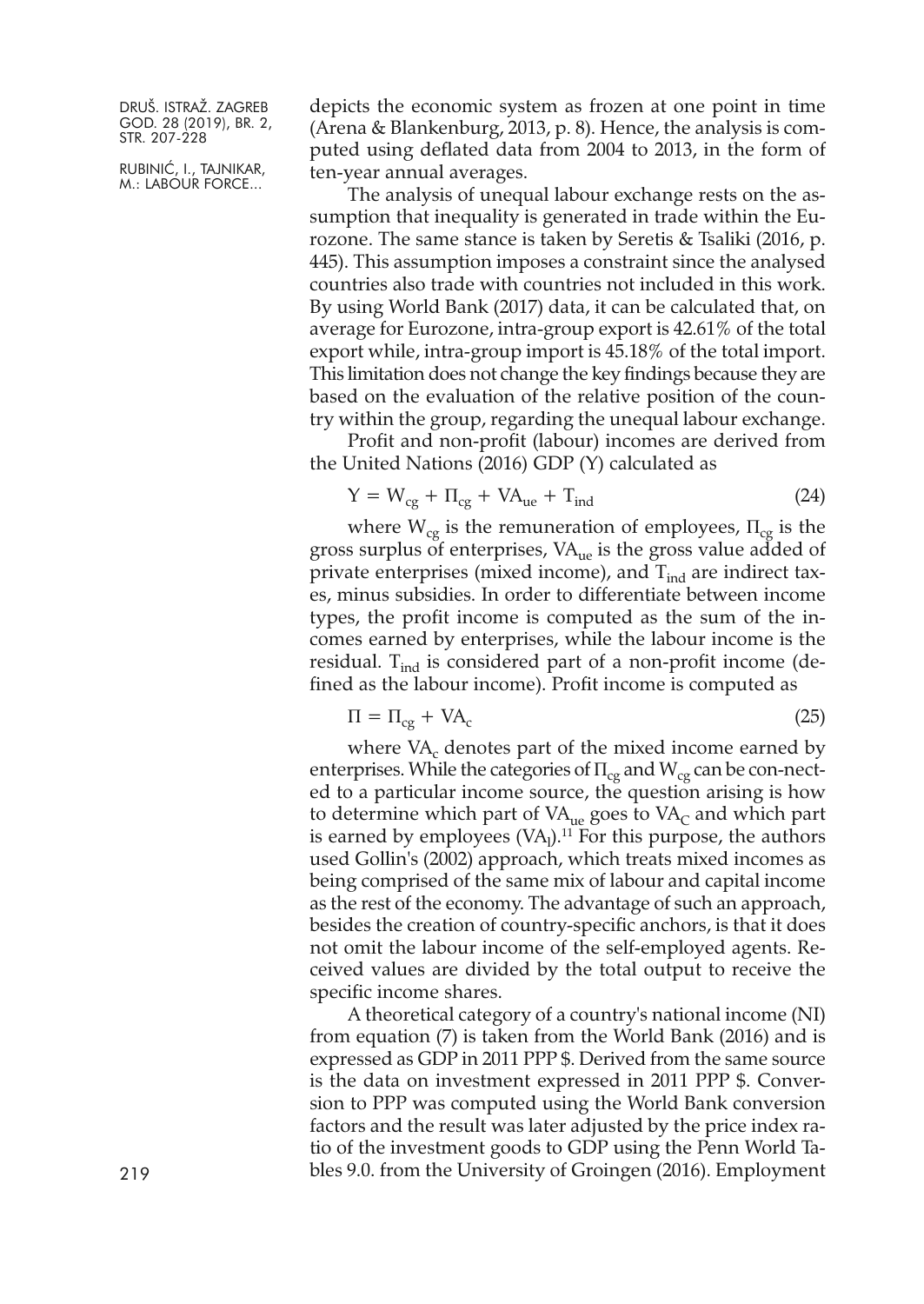depicts the economic system as frozen at one point in time (Arena & Blankenburg, 2013, p. 8). Hence, the analysis is computed using deflated data from 2004 to 2013, in the form of ten-year annual averages.

The analysis of unequal labour exchange rests on the assumption that inequality is generated in trade within the Eurozone. The same stance is taken by Seretis & Tsaliki (2016, p. 445). This assumption imposes a constraint since the analysed countries also trade with countries not included in this work. By using World Bank (2017) data, it can be calculated that, on average for Eurozone, intra-group export is 42.61% of the total export while, intra-group import is 45.18% of the total import. This limitation does not change the key findings because they are based on the evaluation of the relative position of the country within the group, regarding the unequal labour exchange.

Profit and non-profit (labour) incomes are derived from the United Nations (2016) GDP (Y) calculated as

$$Y = W_{cg} + \Pi_{cg} + VA_{ue} + T_{ind} \tag{24}$$

where $W_{cg}$ is the remuneration of employees, $\Pi_{cg}$ is the gross surplus of enterprises, $VA_{ue}$ is the gross value added of private enterprises (mixed income), and $T_{ind}$ are indirect taxes, minus subsidies. In order to differentiate between income types, the profit income is computed as the sum of the incomes earned by enterprises, while the labour income is the residual. $T_{ind}$ is considered part of a non-profit income (defined as the labour income). Profit income is computed as

$$\Pi = \Pi_{cg} + VA_{c} \tag{25}$$

where $VA_c$ denotes part of the mixed income earned by enterprises. While the categories of $\Pi_{cg}$ and $W_{cg}$ can be con-nected to a particular income source, the question arising is how to determine which part of $VA_{ue}$ goes to $VA_C$ and which part is earned by employees ($VA_l$).[11] For this purpose, the authors used Gollin's (2002) approach, which treats mixed incomes as being comprised of the same mix of labour and capital income as the rest of the economy. The advantage of such an approach, besides the creation of country-specific anchors, is that it does not omit the labour income of the self-employed agents. Received values are divided by the total output to receive the specific income shares.

A theoretical category of a country's national income (NI) from equation (7) is taken from the World Bank (2016) and is expressed as GDP in 2011 PPP \$. Derived from the same source is the data on investment expressed in 2011 PPP \$. Conversion to PPP was computed using the World Bank conversion factors and the result was later adjusted by the price index ratio of the investment goods to GDP using the Penn World Tables 9.0. from the University of Groingen (2016). Employment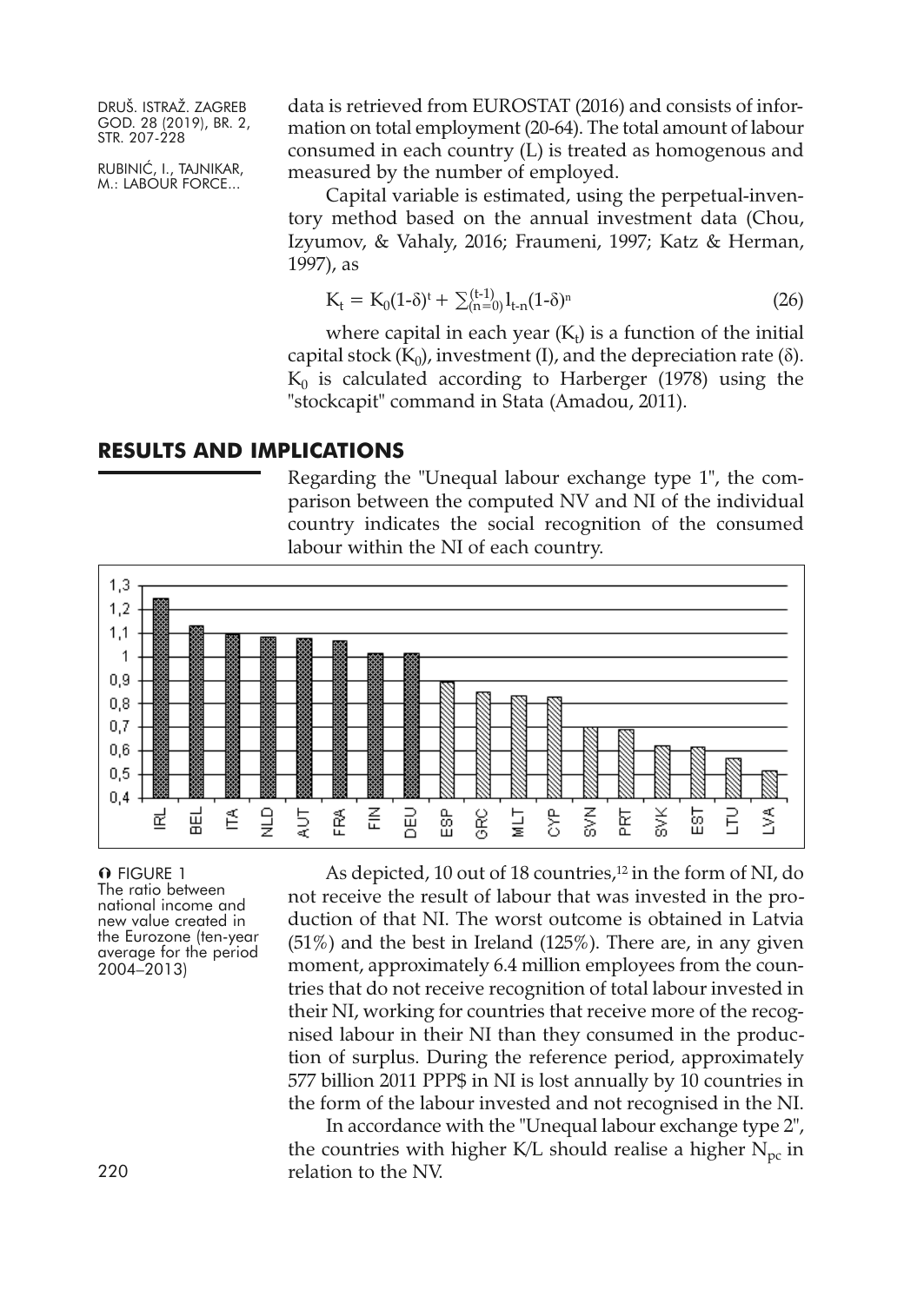data is retrieved from EUROSTAT (2016) and consists of information on total employment (20-64). The total amount of labour consumed in each country (L) is treated as homogenous and measured by the number of employed.

Capital variable is estimated, using the perpetual-inventory method based on the annual investment data (Chou, Izyumov, & Vahaly, 2016; Fraumeni, 1997; Katz & Herman, 1997), as

$$K_t = K_0(1-\delta)^t + \sum_{(n=0)}^{(t-1)} I_{t-n}(1-\delta)^n \tag{26}$$

where capital in each year ($K_t$) is a function of the initial capital stock ($K_0$), investment (I), and the depreciation rate ($\delta$). $K_0$ is calculated according to Harberger (1978) using the "stockcapit" command in Stata (Amadou, 2011).

## RESULTS AND IMPLICATIONS

Regarding the "Unequal labour exchange type 1", the comparison between the computed NV and NI of the individual country indicates the social recognition of the consumed labour within the NI of each country.

FIGURE 1 The ratio between national income and new value created in the Eurozone (ten-year average for the period 2004–2013)

As depicted, 10 out of 18 countries,[12] in the form of NI, do not receive the result of labour that was invested in the production of that NI. The worst outcome is obtained in Latvia (51%) and the best in Ireland (125%). There are, in any given moment, approximately 6.4 million employees from the countries that do not receive recognition of total labour invested in their NI, working for countries that receive more of the recognised labour in their NI than they consumed in the production of surplus. During the reference period, approximately 577 billion 2011 PPP$ in NI is lost annually by 10 countries in the form of the labour invested and not recognised in the NI.

In accordance with the "Unequal labour exchange type 2", the countries with higher K/L should realise a higher $N_{pc}$ in relation to the NV.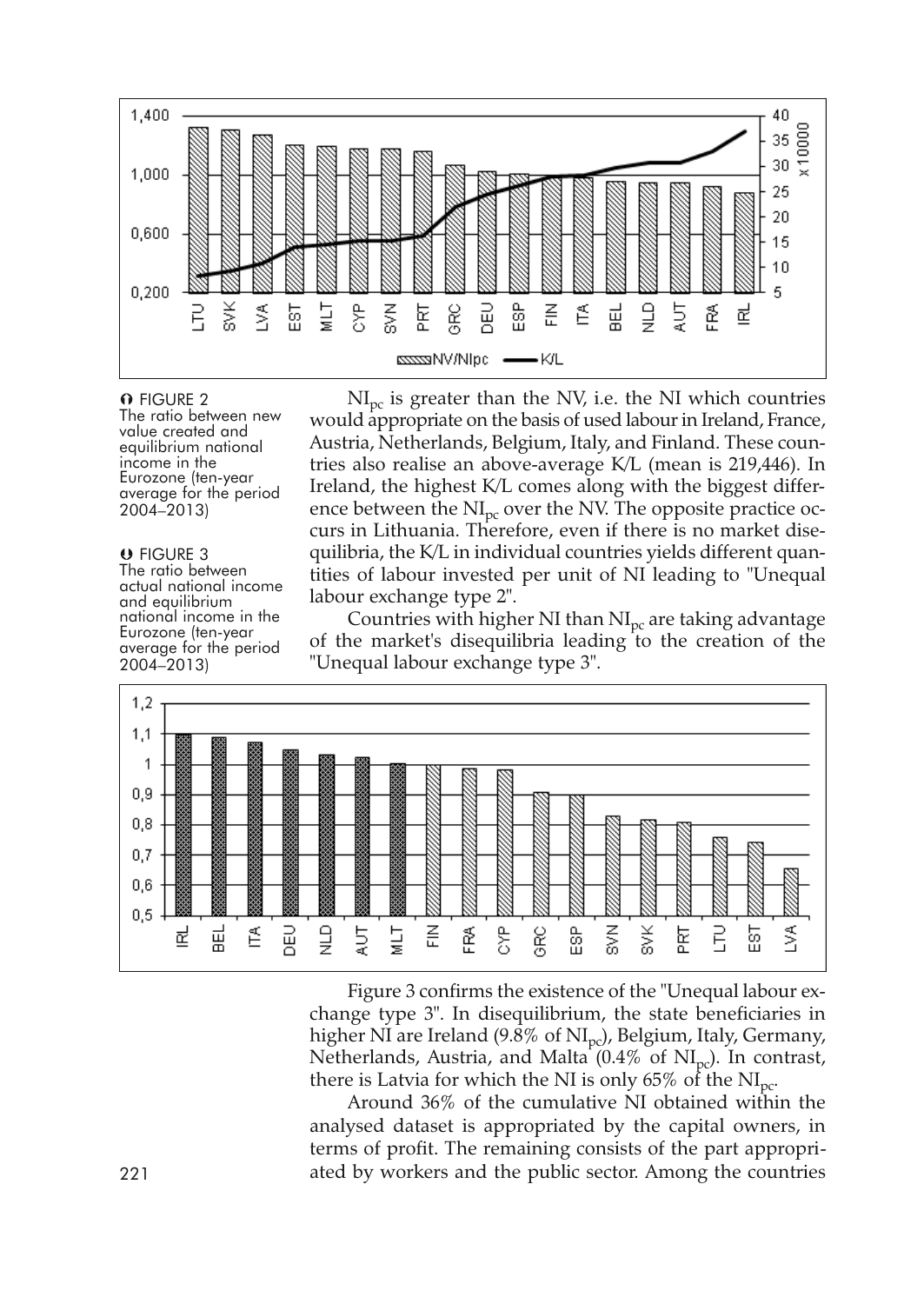FIGURE 2
The ratio between new value created and equilibrium national income in the Eurozone (ten-year average for the period 2004–2013)

FIGURE 3
The ratio between actual national income and equilibrium national income in the Eurozone (ten-year average for the period 2004–2013)

$NI_{pc}$ is greater than the NV, i.e. the NI which countries would appropriate on the basis of used labour in Ireland, France, Austria, Netherlands, Belgium, Italy, and Finland. These countries also realise an above-average K/L (mean is 219,446). In Ireland, the highest K/L comes along with the biggest difference between the $NI_{pc}$ over the NV. The opposite practice occurs in Lithuania. Therefore, even if there is no market disequilibria, the K/L in individual countries yields different quantities of labour invested per unit of NI leading to "Unequal labour exchange type 2".

Countries with higher NI than $NI_{pc}$ are taking advantage of the market's disequilibria leading to the creation of the "Unequal labour exchange type 3".

Figure 3 confirms the existence of the "Unequal labour exchange type 3". In disequilibrium, the state beneficiaries in higher NI are Ireland (9.8% of $NI_{pc}$), Belgium, Italy, Germany, Netherlands, Austria, and Malta (0.4% of $NI_{pc}$). In contrast, there is Latvia for which the NI is only 65% of the $NI_{pc}$.

Around 36% of the cumulative NI obtained within the analysed dataset is appropriated by the capital owners, in terms of profit. The remaining consists of the part appropriated by workers and the public sector. Among the countries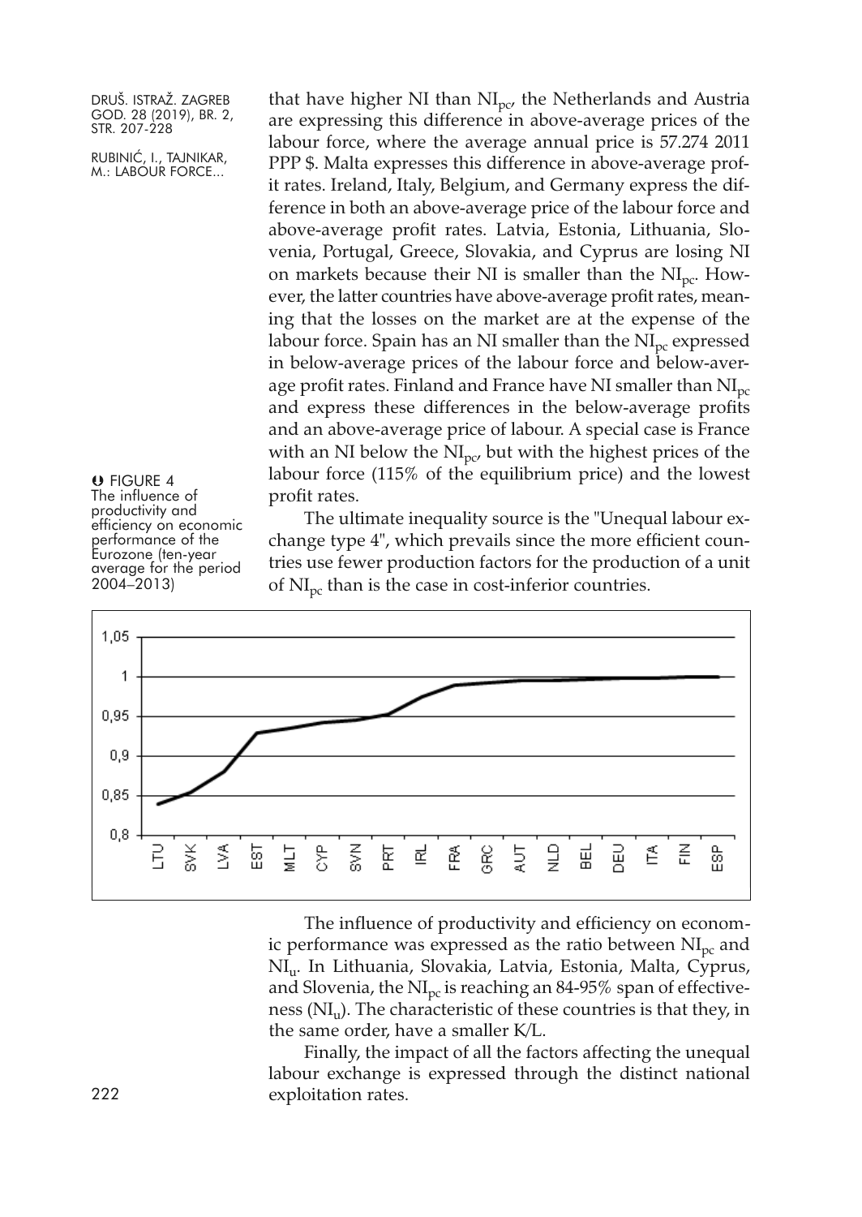that have higher NI than $NI_{pc}$, the Netherlands and Austria are expressing this difference in above-average prices of the labour force, where the average annual price is 57.274 2011 PPP $. Malta expresses this difference in above-average profit rates. Ireland, Italy, Belgium, and Germany express the difference in both an above-average price of the labour force and above-average profit rates. Latvia, Estonia, Lithuania, Slovenia, Portugal, Greece, Slovakia, and Cyprus are losing NI on markets because their NI is smaller than the $NI_{pc}$. However, the latter countries have above-average profit rates, meaning that the losses on the market are at the expense of the labour force. Spain has an NI smaller than the $NI_{pc}$ expressed in below-average prices of the labour force and below-average profit rates. Finland and France have NI smaller than $NI_{pc}$ and express these differences in the below-average profits and an above-average price of labour. A special case is France with an NI below the $NI_{pc}$, but with the highest prices of the labour force (115% of the equilibrium price) and the lowest profit rates.

The ultimate inequality source is the "Unequal labour exchange type 4", which prevails since the more efficient countries use fewer production factors for the production of a unit of $NI_{pc}$ than is the case in cost-inferior countries.

FIGURE 4
The influence of productivity and efficiency on economic performance of the Eurozone (ten-year average for the period 2004–2013)

The influence of productivity and efficiency on economic performance was expressed as the ratio between $NI_{pc}$ and $NI_u$. In Lithuania, Slovakia, Latvia, Estonia, Malta, Cyprus, and Slovenia, the $NI_{pc}$ is reaching an 84-95% span of effectiveness ($NI_u$). The characteristic of these countries is that they, in the same order, have a smaller K/L.

Finally, the impact of all the factors affecting the unequal labour exchange is expressed through the distinct national exploitation rates.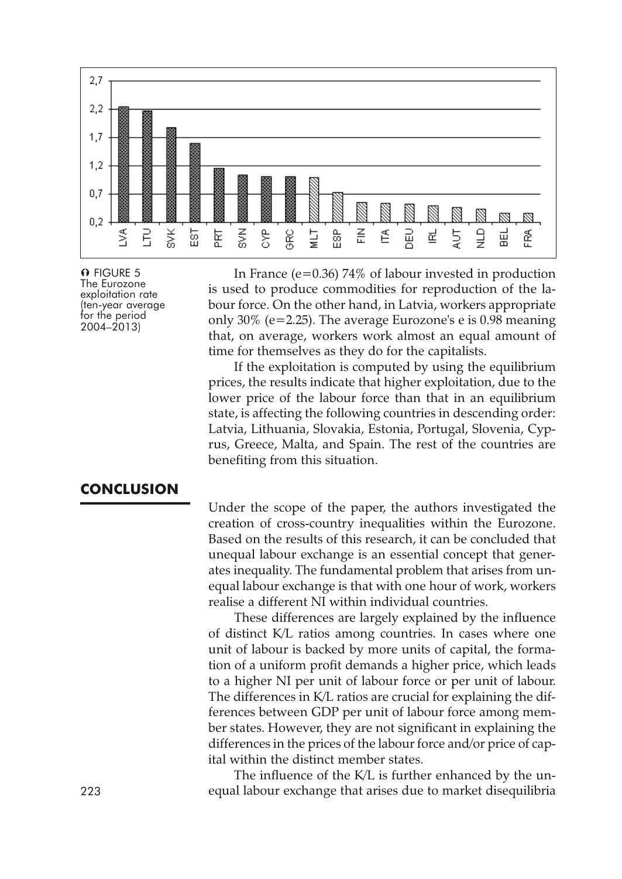FIGURE 5 The Eurozone exploitation rate (ten-year average for the period 2004–2013)

In France (e=0.36) 74% of labour invested in production is used to produce commodities for reproduction of the labour force. On the other hand, in Latvia, workers appropriate only 30% (e=2.25). The average Eurozone's e is 0.98 meaning that, on average, workers work almost an equal amount of time for themselves as they do for the capitalists.

If the exploitation is computed by using the equilibrium prices, the results indicate that higher exploitation, due to the lower price of the labour force than that in an equilibrium state, is affecting the following countries in descending order: Latvia, Lithuania, Slovakia, Estonia, Portugal, Slovenia, Cyprus, Greece, Malta, and Spain. The rest of the countries are benefiting from this situation.

## CONCLUSION

Under the scope of the paper, the authors investigated the creation of cross-country inequalities within the Eurozone. Based on the results of this research, it can be concluded that unequal labour exchange is an essential concept that generates inequality. The fundamental problem that arises from unequal labour exchange is that with one hour of work, workers realise a different NI within individual countries.

These differences are largely explained by the influence of distinct K/L ratios among countries. In cases where one unit of labour is backed by more units of capital, the formation of a uniform profit demands a higher price, which leads to a higher NI per unit of labour force or per unit of labour. The differences in K/L ratios are crucial for explaining the differences between GDP per unit of labour force among member states. However, they are not significant in explaining the differences in the prices of the labour force and/or price of capital within the distinct member states.

The influence of the K/L is further enhanced by the unequal labour exchange that arises due to market disequilibria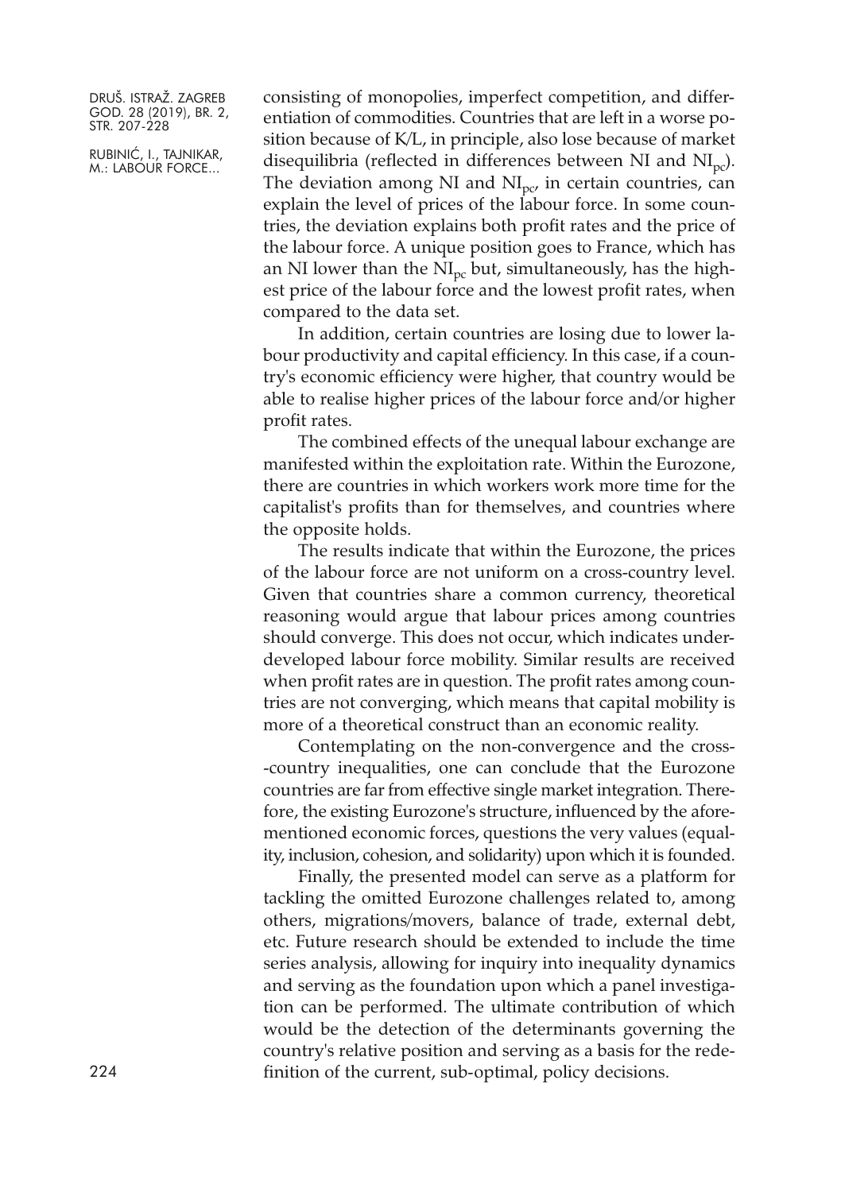consisting of monopolies, imperfect competition, and differentiation of commodities. Countries that are left in a worse position because of K/L, in principle, also lose because of market disequilibria (reflected in differences between NI and $NI_{pc}$). The deviation among NI and $NI_{pc}$, in certain countries, can explain the level of prices of the labour force. In some countries, the deviation explains both profit rates and the price of the labour force. A unique position goes to France, which has an NI lower than the $NI_{pc}$ but, simultaneously, has the highest price of the labour force and the lowest profit rates, when compared to the data set.

In addition, certain countries are losing due to lower labour productivity and capital efficiency. In this case, if a country's economic efficiency were higher, that country would be able to realise higher prices of the labour force and/or higher profit rates.

The combined effects of the unequal labour exchange are manifested within the exploitation rate. Within the Eurozone, there are countries in which workers work more time for the capitalist's profits than for themselves, and countries where the opposite holds.

The results indicate that within the Eurozone, the prices of the labour force are not uniform on a cross-country level. Given that countries share a common currency, theoretical reasoning would argue that labour prices among countries should converge. This does not occur, which indicates underdeveloped labour force mobility. Similar results are received when profit rates are in question. The profit rates among countries are not converging, which means that capital mobility is more of a theoretical construct than an economic reality.

Contemplating on the non-convergence and the cross-country inequalities, one can conclude that the Eurozone countries are far from effective single market integration. Therefore, the existing Eurozone's structure, influenced by the aforementioned economic forces, questions the very values (equality, inclusion, cohesion, and solidarity) upon which it is founded.

Finally, the presented model can serve as a platform for tackling the omitted Eurozone challenges related to, among others, migrations/movers, balance of trade, external debt, etc. Future research should be extended to include the time series analysis, allowing for inquiry into inequality dynamics and serving as the foundation upon which a panel investigation can be performed. The ultimate contribution of which would be the detection of the determinants governing the country's relative position and serving as a basis for the redefinition of the current, sub-optimal, policy decisions.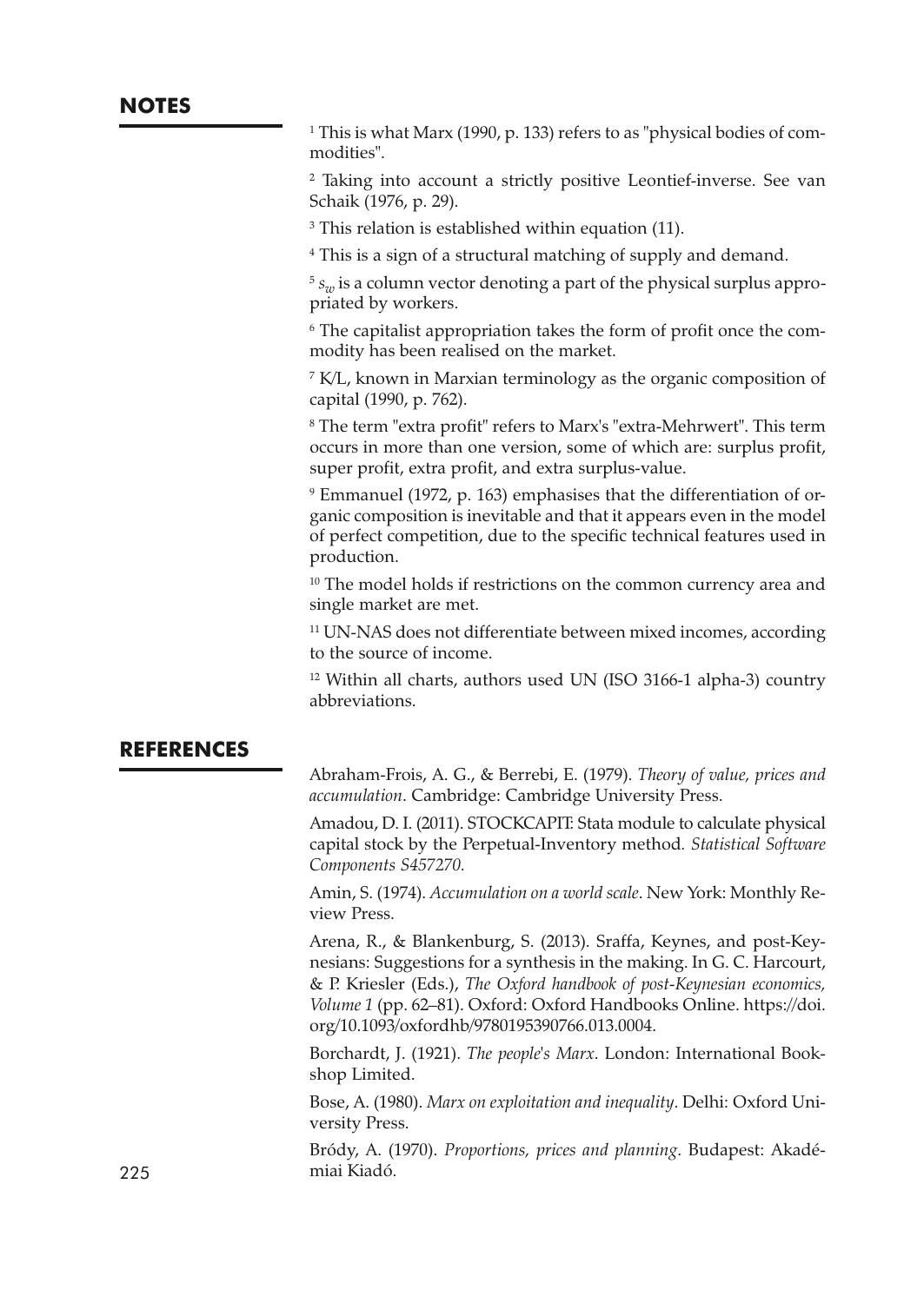## NOTES

[1] This is what Marx (1990, p. 133) refers to as "physical bodies of commodities".

[2] Taking into account a strictly positive Leontief-inverse. See van Schaik (1976, p. 29).

[3] This relation is established within equation (11).

[4] This is a sign of a structural matching of supply and demand.

[5] $s_w$ is a column vector denoting a part of the physical surplus appropriated by workers.

[6] The capitalist appropriation takes the form of profit once the commodity has been realised on the market.

[7] K/L, known in Marxian terminology as the organic composition of capital (1990, p. 762).

[8] The term "extra profit" refers to Marx's "extra-Mehrwert". This term occurs in more than one version, some of which are: surplus profit, super profit, extra profit, and extra surplus-value.

[9] Emmanuel (1972, p. 163) emphasises that the differentiation of organic composition is inevitable and that it appears even in the model of perfect competition, due to the specific technical features used in production.

[10] The model holds if restrictions on the common currency area and single market are met.

[11] UN-NAS does not differentiate between mixed incomes, according to the source of income.

[12] Within all charts, authors used UN (ISO 3166-1 alpha-3) country abbreviations.

## REFERENCES

Abraham-Frois, A. G., & Berrebi, E. (1979). *Theory of value, prices and accumulation*. Cambridge: Cambridge University Press.

Amadou, D. I. (2011). STOCKCAPIT: Stata module to calculate physical capital stock by the Perpetual-Inventory method*. Statistical Software Components S457270.*

Amin, S. (1974). *Accumulation on a world scale*. New York: Monthly Review Press.

Arena, R., & Blankenburg, S. (2013). Sraffa, Keynes, and post-Keynesians: Suggestions for a synthesis in the making. In G. C. Harcourt, & P. Kriesler (Eds.), *The Oxford handbook of post-Keynesian economics, Volume 1* (pp. 62–81). Oxford: Oxford Handbooks Online. https://doi.org/10.1093/oxfordhb/9780195390766.013.0004.

Borchardt, J. (1921). *The people's Marx*. London: International Bookshop Limited.

Bose, A. (1980). *Marx on exploitation and inequality*. Delhi: Oxford University Press.

Bródy, A. (1970). *Proportions, prices and planning*. Budapest: Akadémiai Kiadó.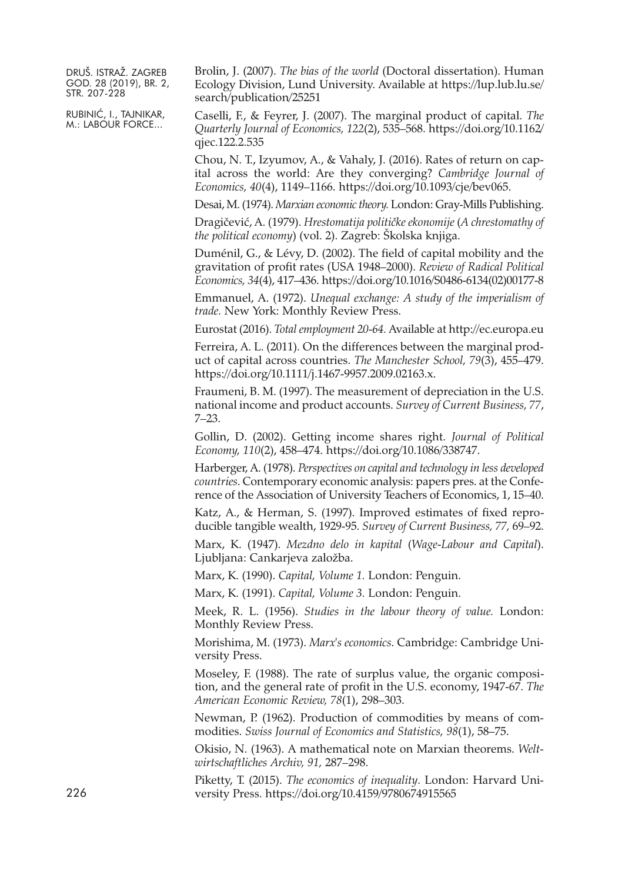Brolin, J. (2007). *The bias of the world* (Doctoral dissertation). Human Ecology Division, Lund University. Available at https://lup.lub.lu.se/search/publication/25251

Caselli, F., & Feyrer, J. (2007). The marginal product of capital. *The Quarterly Journal of Economics, 122*(2), 535–568. https://doi.org/10.1162/qjec.122.2.535

Chou, N. T., Izyumov, A., & Vahaly, J. (2016). Rates of return on capital across the world: Are they converging? *Cambridge Journal of Economics, 40*(4), 1149–1166. https://doi.org/10.1093/cje/bev065.

Desai, M. (1974). *Marxian economic theory.* London: Gray-Mills Publishing.

Dragičević, A. (1979). *Hrestomatija političke ekonomije* (*A chrestomathy of the political economy*) (vol. 2). Zagreb: Školska knjiga.

Duménil, G., & Lévy, D. (2002). The field of capital mobility and the gravitation of profit rates (USA 1948–2000). *Review of Radical Political Economics, 34*(4), 417–436. https://doi.org/10.1016/S0486-6134(02)00177-8

Emmanuel, A. (1972). *Unequal exchange: A study of the imperialism of trade.* New York: Monthly Review Press.

Eurostat (2016). *Total employment 20-64.* Available at http://ec.europa.eu

Ferreira, A. L. (2011). On the differences between the marginal product of capital across countries. *The Manchester School, 79*(3), 455–479. https://doi.org/10.1111/j.1467-9957.2009.02163.x.

Fraumeni, B. M. (1997). The measurement of depreciation in the U.S. national income and product accounts. *Survey of Current Business, 77*, 7–23.

Gollin, D. (2002). Getting income shares right. *Journal of Political Economy, 110*(2), 458–474. https://doi.org/10.1086/338747.

Harberger, A. (1978). *Perspectives on capital and technology in less developed countries*. Contemporary economic analysis: papers pres. at the Conference of the Association of University Teachers of Economics, 1, 15–40.

Katz, A., & Herman, S. (1997). Improved estimates of fixed reproducible tangible wealth, 1929-95. *Survey of Current Business, 77*, 69–92.

Marx, K. (1947). *Mezdno delo in kapital* (*Wage-Labour and Capital*). Ljubljana: Cankarjeva založba.

Marx, K. (1990). *Capital, Volume 1.* London: Penguin.

Marx, K. (1991). *Capital, Volume 3.* London: Penguin.

Meek, R. L. (1956). *Studies in the labour theory of value.* London: Monthly Review Press.

Morishima, M. (1973). *Marx's economics*. Cambridge: Cambridge University Press.

Moseley, F. (1988). The rate of surplus value, the organic composition, and the general rate of profit in the U.S. economy, 1947-67. *The American Economic Review, 78*(1), 298–303.

Newman, P. (1962). Production of commodities by means of commodities. *Swiss Journal of Economics and Statistics, 98*(1), 58–75.

Okisio, N. (1963). A mathematical note on Marxian theorems. *Weltwirtschaftliches Archiv, 91*, 287–298.

Piketty, T. (2015). *The economics of inequality*. London: Harvard University Press. https://doi.org/10.4159/9780674915565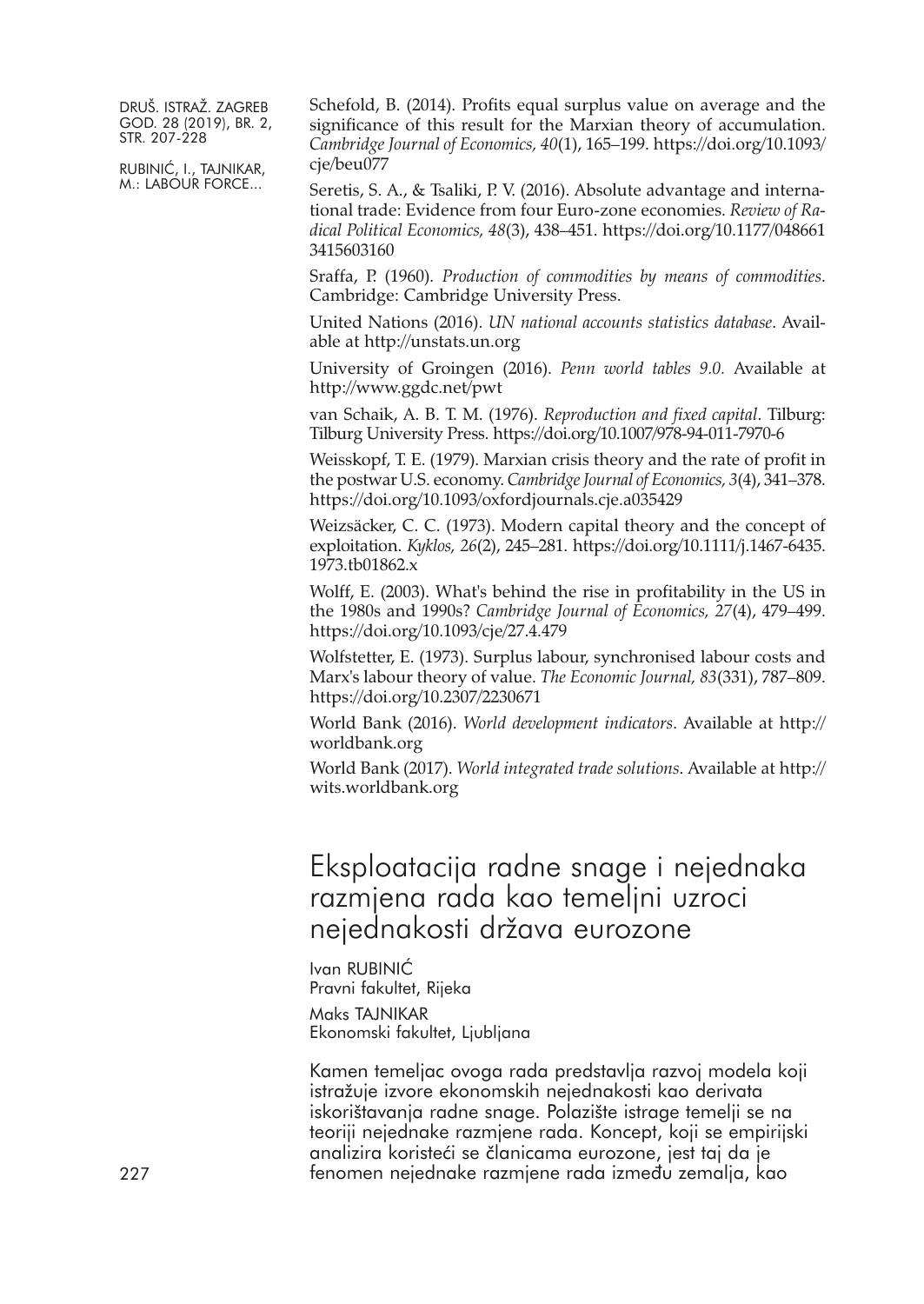Schefold, B. (2014). Profits equal surplus value on average and the significance of this result for the Marxian theory of accumulation. *Cambridge Journal of Economics, 40*(1), 165–199. https://doi.org/10.1093/cje/beu077

Seretis, S. A., & Tsaliki, P. V. (2016). Absolute advantage and international trade: Evidence from four Euro-zone economies. *Review of Radical Political Economics, 48*(3), 438–451. https://doi.org/10.1177/0486613415603160

Sraffa, P. (1960). *Production of commodities by means of commodities*. Cambridge: Cambridge University Press.

United Nations (2016). *UN national accounts statistics database*. Available at http://unstats.un.org

University of Groingen (2016). *Penn world tables 9.0.* Available at http://www.ggdc.net/pwt

van Schaik, A. B. T. M. (1976). *Reproduction and fixed capital*. Tilburg: Tilburg University Press. https://doi.org/10.1007/978-94-011-7970-6

Weisskopf, T. E. (1979). Marxian crisis theory and the rate of profit in the postwar U.S. economy. *Cambridge Journal of Economics, 3*(4), 341–378. https://doi.org/10.1093/oxfordjournals.cje.a035429

Weizsäcker, C. C. (1973). Modern capital theory and the concept of exploitation. *Kyklos, 26*(2), 245–281. https://doi.org/10.1111/j.1467-6435.1973.tb01862.x

Wolff, E. (2003). What's behind the rise in profitability in the US in the 1980s and 1990s? *Cambridge Journal of Economics, 27*(4), 479–499. https://doi.org/10.1093/cje/27.4.479

Wolfstetter, E. (1973). Surplus labour, synchronised labour costs and Marx's labour theory of value. *The Economic Journal, 83*(331), 787–809. https://doi.org/10.2307/2230671

World Bank (2016). *World development indicators*. Available at http://worldbank.org

World Bank (2017). *World integrated trade solutions*. Available at http://wits.worldbank.org

# Eksploatacija radne snage i nejednaka razmjena rada kao temeljni uzroci nejednakosti država eurozone

Ivan RUBINIĆ
Pravni fakultet, Rijeka

Maks TAJNIKAR
Ekonomski fakultet, Ljubljana

Kamen temeljac ovoga rada predstavlja razvoj modela koji istražuje izvore ekonomskih nejednakosti kao derivata iskorištavanja radne snage. Polazište istrage temelji se na teoriji nejednake razmjene rada. Koncept, koji se empirijski analizira koristeći se članicama eurozone, jest taj da je fenomen nejednake razmjene rada između zemalja, kao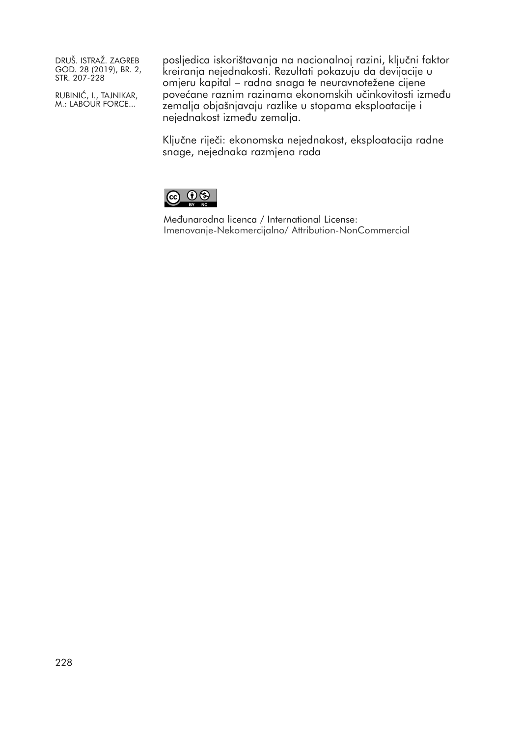posljedica iskorištavanja na nacionalnoj razini, ključni faktor kreiranja nejednakosti. Rezultati pokazuju da devijacije u omjeru kapital – radna snaga te neuravnotežene cijene povećane raznim razinama ekonomskih učinkovitosti između zemalja objašnjavaju razlike u stopama eksploatacije i nejednakost između zemalja.

Ključne riječi: ekonomska nejednakost, eksploatacija radne snage, nejednaka razmjena rada

Međunarodna licenca / International License:
Imenovanje-Nekomercijalno/ Attribution-NonCommercial